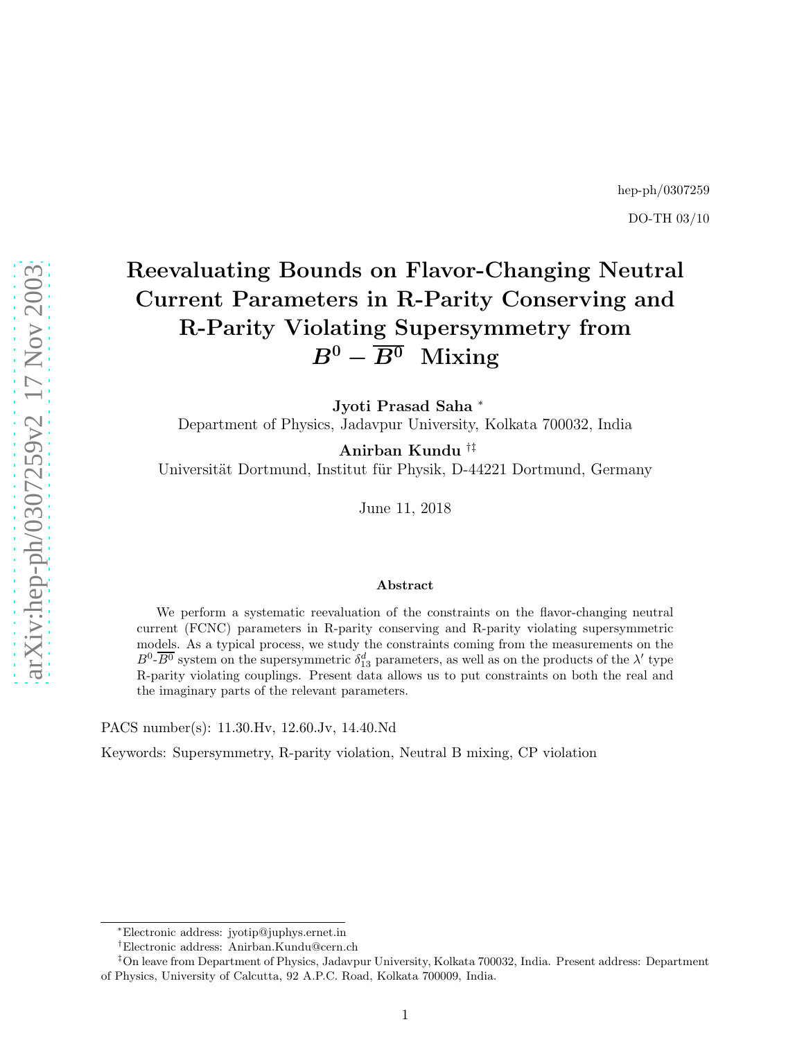hep-ph/0307259

DO-TH 03/10

# Reevaluating Bounds on Flavor-Changing Neutral Current Parameters in R-Parity Conserving and R-Parity Violating Supersymmetry from $B^0 - \overline{B^0}$ Mixing

**Jyoti Prasad Saha** [*]
Department of Physics, Jadavpur University, Kolkata 700032, India

**Anirban Kundu** [†‡]
Universität Dortmund, Institut für Physik, D-44221 Dortmund, Germany

June 11, 2018

### Abstract

We perform a systematic reevaluation of the constraints on the flavor-changing neutral current (FCNC) parameters in R-parity conserving and R-parity violating supersymmetric models. As a typical process, we study the constraints coming from the measurements on the $B^0$-$\overline{B^0}$ system on the supersymmetric $\delta^d_{13}$ parameters, as well as on the products of the $\lambda'$ type R-parity violating couplings. Present data allows us to put constraints on both the real and the imaginary parts of the relevant parameters.

PACS number(s): 11.30.Hv, 12.60.Jv, 14.40.Nd

Keywords: Supersymmetry, R-parity violation, Neutral B mixing, CP violation

[*] Electronic address: jyotip@juphys.ernet.in

[†] Electronic address: Anirban.Kundu@cern.ch

[‡] On leave from Department of Physics, Jadavpur University, Kolkata 700032, India. Present address: Department of Physics, University of Calcutta, 92 A.P.C. Road, Kolkata 700009, India.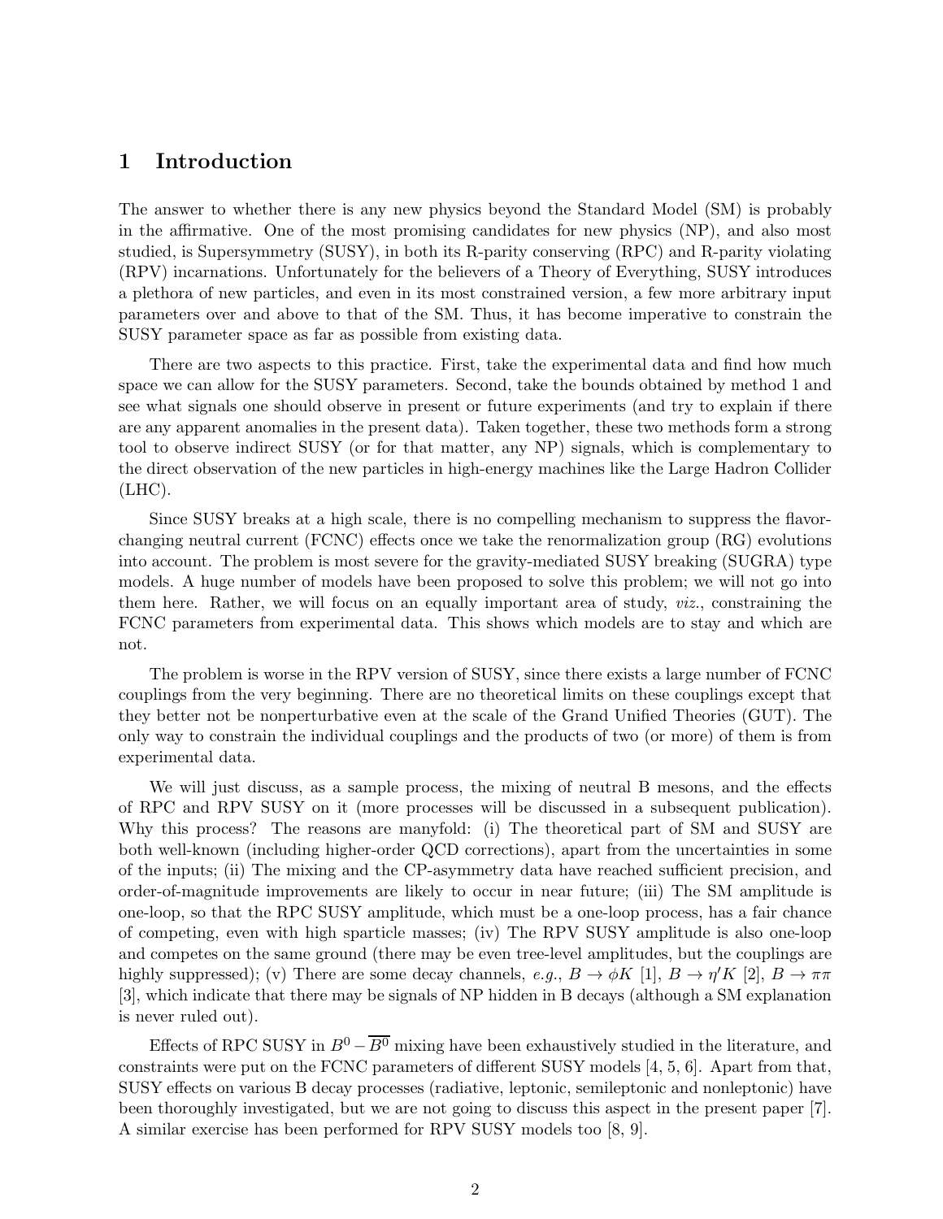# 1 Introduction

The answer to whether there is any new physics beyond the Standard Model (SM) is probably in the affirmative. One of the most promising candidates for new physics (NP), and also most studied, is Supersymmetry (SUSY), in both its R-parity conserving (RPC) and R-parity violating (RPV) incarnations. Unfortunately for the believers of a Theory of Everything, SUSY introduces a plethora of new particles, and even in its most constrained version, a few more arbitrary input parameters over and above to that of the SM. Thus, it has become imperative to constrain the SUSY parameter space as far as possible from existing data.

There are two aspects to this practice. First, take the experimental data and find how much space we can allow for the SUSY parameters. Second, take the bounds obtained by method 1 and see what signals one should observe in present or future experiments (and try to explain if there are any apparent anomalies in the present data). Taken together, these two methods form a strong tool to observe indirect SUSY (or for that matter, any NP) signals, which is complementary to the direct observation of the new particles in high-energy machines like the Large Hadron Collider (LHC).

Since SUSY breaks at a high scale, there is no compelling mechanism to suppress the flavor-changing neutral current (FCNC) effects once we take the renormalization group (RG) evolutions into account. The problem is most severe for the gravity-mediated SUSY breaking (SUGRA) type models. A huge number of models have been proposed to solve this problem; we will not go into them here. Rather, we will focus on an equally important area of study, *viz.*, constraining the FCNC parameters from experimental data. This shows which models are to stay and which are not.

The problem is worse in the RPV version of SUSY, since there exists a large number of FCNC couplings from the very beginning. There are no theoretical limits on these couplings except that they better not be nonperturbative even at the scale of the Grand Unified Theories (GUT). The only way to constrain the individual couplings and the products of two (or more) of them is from experimental data.

We will just discuss, as a sample process, the mixing of neutral B mesons, and the effects of RPC and RPV SUSY on it (more processes will be discussed in a subsequent publication). Why this process? The reasons are manyfold: (i) The theoretical part of SM and SUSY are both well-known (including higher-order QCD corrections), apart from the uncertainties in some of the inputs; (ii) The mixing and the CP-asymmetry data have reached sufficient precision, and order-of-magnitude improvements are likely to occur in near future; (iii) The SM amplitude is one-loop, so that the RPC SUSY amplitude, which must be a one-loop process, has a fair chance of competing, even with high sparticle masses; (iv) The RPV SUSY amplitude is also one-loop and competes on the same ground (there may be even tree-level amplitudes, but the couplings are highly suppressed); (v) There are some decay channels, *e.g.*, $B \to \phi K$ [1], $B \to \eta' K$ [2], $B \to \pi\pi$ [3], which indicate that there may be signals of NP hidden in B decays (although a SM explanation is never ruled out).

Effects of RPC SUSY in $B^0 - \overline{B^0}$ mixing have been exhaustively studied in the literature, and constraints were put on the FCNC parameters of different SUSY models [4, 5, 6]. Apart from that, SUSY effects on various B decay processes (radiative, leptonic, semileptonic and nonleptonic) have been thoroughly investigated, but we are not going to discuss this aspect in the present paper [7]. A similar exercise has been performed for RPV SUSY models too [8, 9].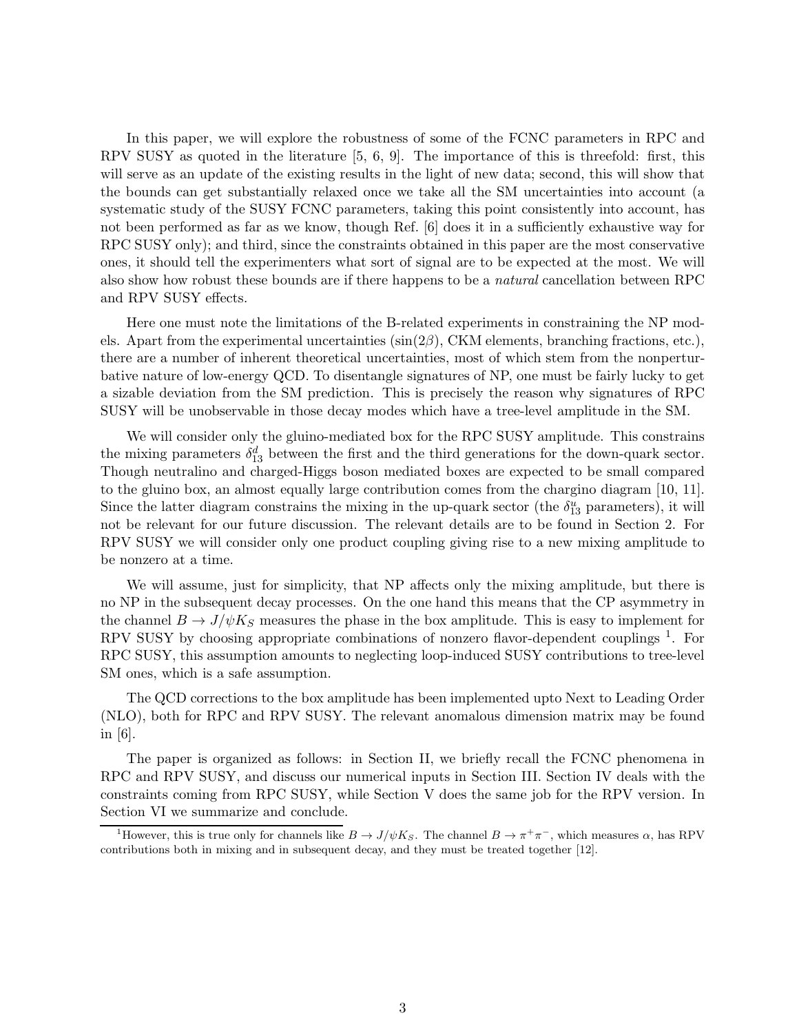In this paper, we will explore the robustness of some of the FCNC parameters in RPC and RPV SUSY as quoted in the literature [5, 6, 9]. The importance of this is threefold: first, this will serve as an update of the existing results in the light of new data; second, this will show that the bounds can get substantially relaxed once we take all the SM uncertainties into account (a systematic study of the SUSY FCNC parameters, taking this point consistently into account, has not been performed as far as we know, though Ref. [6] does it in a sufficiently exhaustive way for RPC SUSY only); and third, since the constraints obtained in this paper are the most conservative ones, it should tell the experimenters what sort of signal are to be expected at the most. We will also show how robust these bounds are if there happens to be a *natural* cancellation between RPC and RPV SUSY effects.

Here one must note the limitations of the B-related experiments in constraining the NP models. Apart from the experimental uncertainties ($\sin(2\beta)$, CKM elements, branching fractions, etc.), there are a number of inherent theoretical uncertainties, most of which stem from the nonperturbative nature of low-energy QCD. To disentangle signatures of NP, one must be fairly lucky to get a sizable deviation from the SM prediction. This is precisely the reason why signatures of RPC SUSY will be unobservable in those decay modes which have a tree-level amplitude in the SM.

We will consider only the gluino-mediated box for the RPC SUSY amplitude. This constrains the mixing parameters $\delta^d_{13}$ between the first and the third generations for the down-quark sector. Though neutralino and charged-Higgs boson mediated boxes are expected to be small compared to the gluino box, an almost equally large contribution comes from the chargino diagram [10, 11]. Since the latter diagram constrains the mixing in the up-quark sector (the $\delta^u_{13}$ parameters), it will not be relevant for our future discussion. The relevant details are to be found in Section 2. For RPV SUSY we will consider only one product coupling giving rise to a new mixing amplitude to be nonzero at a time.

We will assume, just for simplicity, that NP affects only the mixing amplitude, but there is no NP in the subsequent decay processes. On the one hand this means that the CP asymmetry in the channel $B \to J/\psi K_S$ measures the phase in the box amplitude. This is easy to implement for RPV SUSY by choosing appropriate combinations of nonzero flavor-dependent couplings [1]. For RPC SUSY, this assumption amounts to neglecting loop-induced SUSY contributions to tree-level SM ones, which is a safe assumption.

The QCD corrections to the box amplitude has been implemented upto Next to Leading Order (NLO), both for RPC and RPV SUSY. The relevant anomalous dimension matrix may be found in [6].

The paper is organized as follows: in Section II, we briefly recall the FCNC phenomena in RPC and RPV SUSY, and discuss our numerical inputs in Section III. Section IV deals with the constraints coming from RPC SUSY, while Section V does the same job for the RPV version. In Section VI we summarize and conclude.

[1] However, this is true only for channels like $B \to J/\psi K_S$. The channel $B \to \pi^+\pi^-$, which measures $\alpha$, has RPV contributions both in mixing and in subsequent decay, and they must be treated together [12].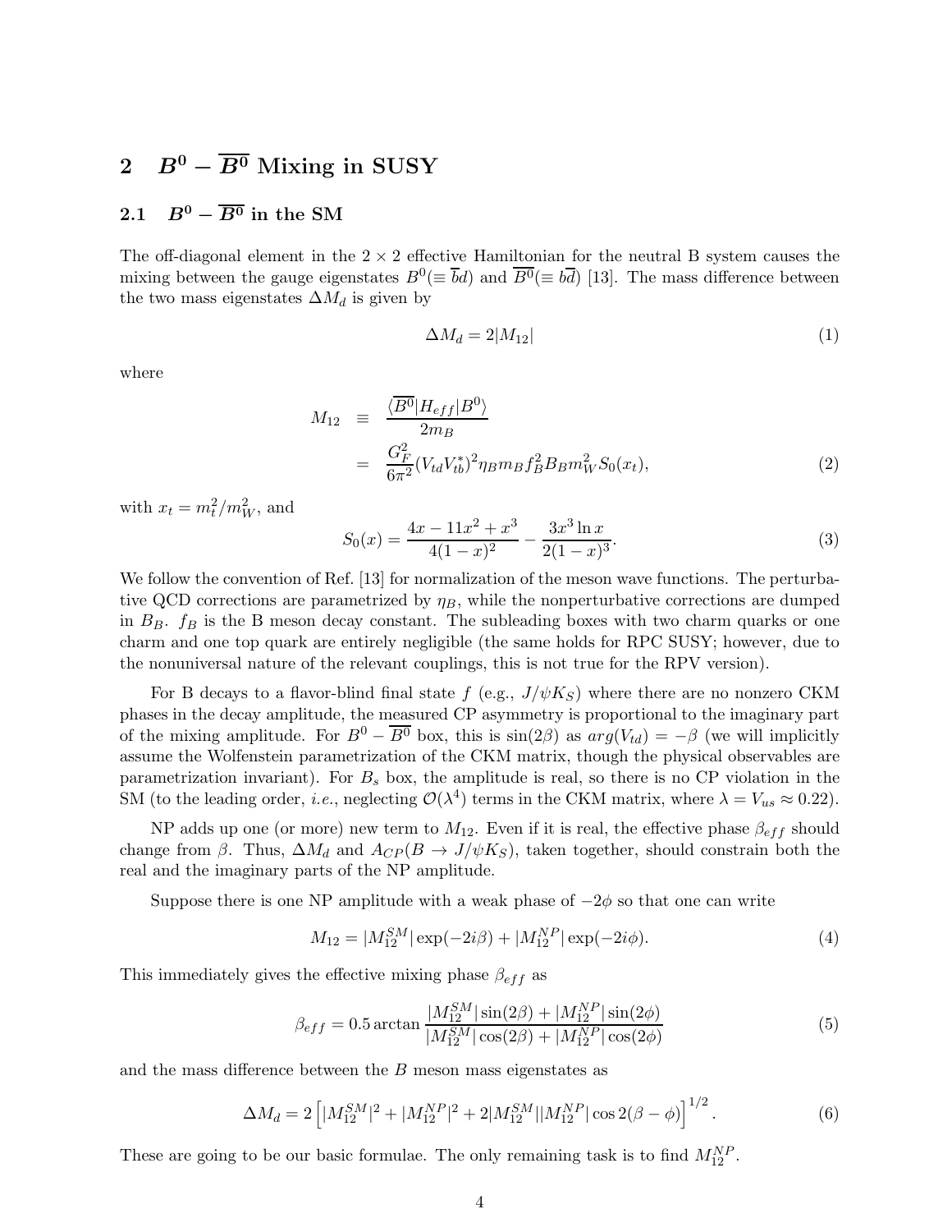## 2 $B^0 - \overline{B^0}$ Mixing in SUSY

### 2.1 $B^0 - \overline{B^0}$ in the SM

The off-diagonal element in the $2 \times 2$ effective Hamiltonian for the neutral B system causes the mixing between the gauge eigenstates $B^0(\equiv \overline{b}d)$ and $\overline{B^0}(\equiv b\overline{d})$ [13]. The mass difference between the two mass eigenstates $\Delta M_d$ is given by

$$\Delta M_d = 2|M_{12}| \tag{1}$$

where

$$\begin{aligned} M_{12} &\equiv \frac{\langle \overline{B^0}|H_{eff}|B^0\rangle}{2m_B} \\ &= \frac{G_F^2}{6\pi^2}(V_{td}V_{tb}^*)^2 \eta_B m_B f_B^2 B_B m_W^2 S_0(x_t), \end{aligned} \tag{2}$$

with $x_t = m_t^2/m_W^2$, and

$$S_0(x) = \frac{4x - 11x^2 + x^3}{4(1-x)^2} - \frac{3x^3 \ln x}{2(1-x)^3}. \tag{3}$$

We follow the convention of Ref. [13] for normalization of the meson wave functions. The perturbative QCD corrections are parametrized by $\eta_B$, while the nonperturbative corrections are dumped in $B_B$. $f_B$ is the B meson decay constant. The subleading boxes with two charm quarks or one charm and one top quark are entirely negligible (the same holds for RPC SUSY; however, due to the nonuniversal nature of the relevant couplings, this is not true for the RPV version).

For B decays to a flavor-blind final state $f$ (e.g., $J/\psi K_S$) where there are no nonzero CKM phases in the decay amplitude, the measured CP asymmetry is proportional to the imaginary part of the mixing amplitude. For $B^0 - \overline{B^0}$ box, this is $\sin(2\beta)$ as $arg(V_{td}) = -\beta$ (we will implicitly assume the Wolfenstein parametrization of the CKM matrix, though the physical observables are parametrization invariant). For $B_s$ box, the amplitude is real, so there is no CP violation in the SM (to the leading order, *i.e.*, neglecting $\mathcal{O}(\lambda^4)$ terms in the CKM matrix, where $\lambda = V_{us} \approx 0.22$).

NP adds up one (or more) new term to $M_{12}$. Even if it is real, the effective phase $\beta_{eff}$ should change from $\beta$. Thus, $\Delta M_d$ and $A_{CP}(B \to J/\psi K_S)$, taken together, should constrain both the real and the imaginary parts of the NP amplitude.

Suppose there is one NP amplitude with a weak phase of $-2\phi$ so that one can write

$$M_{12} = |M_{12}^{SM}| \exp(-2i\beta) + |M_{12}^{NP}| \exp(-2i\phi). \tag{4}$$

This immediately gives the effective mixing phase $\beta_{eff}$ as

$$\beta_{eff} = 0.5 \arctan \frac{|M_{12}^{SM}| \sin(2\beta) + |M_{12}^{NP}| \sin(2\phi)}{|M_{12}^{SM}| \cos(2\beta) + |M_{12}^{NP}| \cos(2\phi)} \tag{5}$$

and the mass difference between the $B$ meson mass eigenstates as

$$\Delta M_d = 2\left[|M_{12}^{SM}|^2 + |M_{12}^{NP}|^2 + 2|M_{12}^{SM}||M_{12}^{NP}| \cos 2(\beta - \phi)\right]^{1/2}. \tag{6}$$

These are going to be our basic formulae. The only remaining task is to find $M_{12}^{NP}$.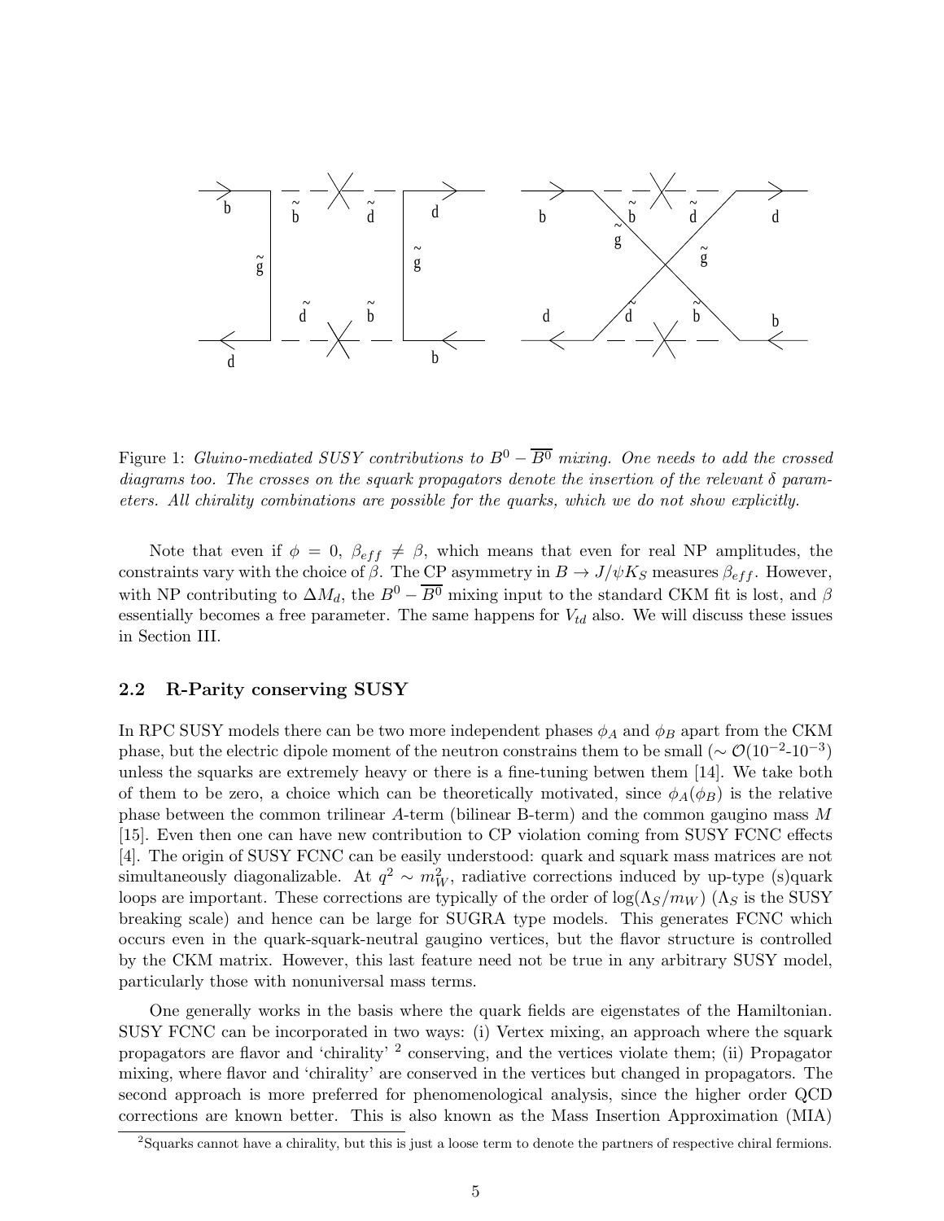Figure 1: *Gluino-mediated SUSY contributions to $B^0 - \overline{B^0}$ mixing. One needs to add the crossed diagrams too. The crosses on the squark propagators denote the insertion of the relevant $\delta$ parameters. All chirality combinations are possible for the quarks, which we do not show explicitly.*

Note that even if $\phi = 0$, $\beta_{eff} \neq \beta$, which means that even for real NP amplitudes, the constraints vary with the choice of $\beta$. The CP asymmetry in $B \to J/\psi K_S$ measures $\beta_{eff}$. However, with NP contributing to $\Delta M_d$, the $B^0 - \overline{B^0}$ mixing input to the standard CKM fit is lost, and $\beta$ essentially becomes a free parameter. The same happens for $V_{td}$ also. We will discuss these issues in Section III.

### 2.2 R-Parity conserving SUSY

In RPC SUSY models there can be two more independent phases $\phi_A$ and $\phi_B$ apart from the CKM phase, but the electric dipole moment of the neutron constrains them to be small ($\sim \mathcal{O}(10^{-2}$-$10^{-3})$ unless the squarks are extremely heavy or there is a fine-tuning betwen them [14]. We take both of them to be zero, a choice which can be theoretically motivated, since $\phi_A(\phi_B)$ is the relative phase between the common trilinear $A$-term (bilinear B-term) and the common gaugino mass $M$ [15]. Even then one can have new contribution to CP violation coming from SUSY FCNC effects [4]. The origin of SUSY FCNC can be easily understood: quark and squark mass matrices are not simultaneously diagonalizable. At $q^2 \sim m_W^2$, radiative corrections induced by up-type (s)quark loops are important. These corrections are typically of the order of $\log(\Lambda_S/m_W)$ ($\Lambda_S$ is the SUSY breaking scale) and hence can be large for SUGRA type models. This generates FCNC which occurs even in the quark-squark-neutral gaugino vertices, but the flavor structure is controlled by the CKM matrix. However, this last feature need not be true in any arbitrary SUSY model, particularly those with nonuniversal mass terms.

One generally works in the basis where the quark fields are eigenstates of the Hamiltonian. SUSY FCNC can be incorporated in two ways: (i) Vertex mixing, an approach where the squark propagators are flavor and 'chirality' [2] conserving, and the vertices violate them; (ii) Propagator mixing, where flavor and 'chirality' are conserved in the vertices but changed in propagators. The second approach is more preferred for phenomenological analysis, since the higher order QCD corrections are known better. This is also known as the Mass Insertion Approximation (MIA)

[2] Squarks cannot have a chirality, but this is just a loose term to denote the partners of respective chiral fermions.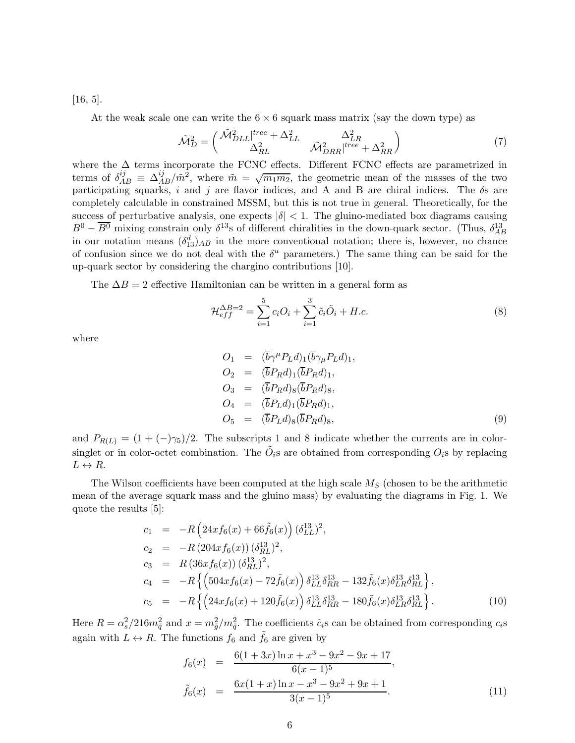[16, 5].

At the weak scale one can write the $6 \times 6$ squark mass matrix (say the down type) as

$$\tilde{\mathcal{M}}_D^2 = \begin{pmatrix} \tilde{\mathcal{M}}_{DLL}^2|^{tree} + \Delta_{LL}^2 & \Delta_{LR}^2 \\ \Delta_{RL}^2 & \tilde{\mathcal{M}}_{DRR}^2|^{tree} + \Delta_{RR}^2 \end{pmatrix} \tag{7}$$

where the $\Delta$ terms incorporate the FCNC effects. Different FCNC effects are parametrized in terms of $\delta_{AB}^{ij} \equiv \Delta_{AB}^{ij}/\tilde{m}^2$, where $\tilde{m} = \sqrt{m_1 m_2}$, the geometric mean of the masses of the two participating squarks, $i$ and $j$ are flavor indices, and A and B are chiral indices. The $\delta$s are completely calculable in constrained MSSM, but this is not true in general. Theoretically, for the success of perturbative analysis, one expects $|\delta| < 1$. The gluino-mediated box diagrams causing $B^0 - \overline{B^0}$ mixing constrain only $\delta^{13}$s of different chiralities in the down-quark sector. (Thus, $\delta_{AB}^{13}$ in our notation means $(\delta_{13}^d)_{AB}$ in the more conventional notation; there is, however, no chance of confusion since we do not deal with the $\delta^u$ parameters.) The same thing can be said for the up-quark sector by considering the chargino contributions [10].

The $\Delta B = 2$ effective Hamiltonian can be written in a general form as

$$\mathcal{H}_{eff}^{\Delta B=2} = \sum_{i=1}^{5} c_i O_i + \sum_{i=1}^{3} \tilde{c}_i \tilde{O}_i + H.c. \tag{8}$$

where

$$\begin{aligned}
O_1 &= (\overline{b}\gamma^\mu P_L d)_1 (\overline{b}\gamma_\mu P_L d)_1, \\
O_2 &= (\overline{b} P_R d)_1 (\overline{b} P_R d)_1, \\
O_3 &= (\overline{b} P_R d)_8 (\overline{b} P_R d)_8, \\
O_4 &= (\overline{b} P_L d)_1 (\overline{b} P_R d)_1, \\
O_5 &= (\overline{b} P_L d)_8 (\overline{b} P_R d)_8,
\end{aligned} \tag{9}$$

and $P_{R(L)} = (1 + (-)\gamma_5)/2$. The subscripts 1 and 8 indicate whether the currents are in color-singlet or in color-octet combination. The $\tilde{O}_i$s are obtained from corresponding $O_i$s by replacing $L \leftrightarrow R$.

The Wilson coefficients have been computed at the high scale $M_S$ (chosen to be the arithmetic mean of the average squark mass and the gluino mass) by evaluating the diagrams in Fig. 1. We quote the results [5]:

$$\begin{aligned}
c_1 &= -R\left(24 x f_6(x) + 66 \tilde{f}_6(x)\right) (\delta_{LL}^{13})^2, \\
c_2 &= -R\left(204 x f_6(x)\right) (\delta_{RL}^{13})^2, \\
c_3 &= R\left(36 x f_6(x)\right) (\delta_{RL}^{13})^2, \\
c_4 &= -R\left\{\left(504 x f_6(x) - 72 \tilde{f}_6(x)\right) \delta_{LL}^{13}\delta_{RR}^{13} - 132 \tilde{f}_6(x) \delta_{LR}^{13}\delta_{RL}^{13}\right\}, \\
c_5 &= -R\left\{\left(24 x f_6(x) + 120 \tilde{f}_6(x)\right) \delta_{LL}^{13}\delta_{RR}^{13} - 180 \tilde{f}_6(x) \delta_{LR}^{13}\delta_{RL}^{13}\right\}.
\end{aligned} \tag{10}$$

Here $R = \alpha_s^2/216 m_{\tilde{q}}^2$ and $x = m_{\tilde{g}}^2/m_{\tilde{q}}^2$. The coefficients $\tilde{c}_i$s can be obtained from corresponding $c_i$s again with $L \leftrightarrow R$. The functions $f_6$ and $\tilde{f}_6$ are given by

$$\begin{aligned}
f_6(x) &= \frac{6(1+3x)\ln x + x^3 - 9x^2 - 9x + 17}{6(x-1)^5}, \\
\tilde{f}_6(x) &= \frac{6x(1+x)\ln x - x^3 - 9x^2 + 9x + 1}{3(x-1)^5}.
\end{aligned} \tag{11}$$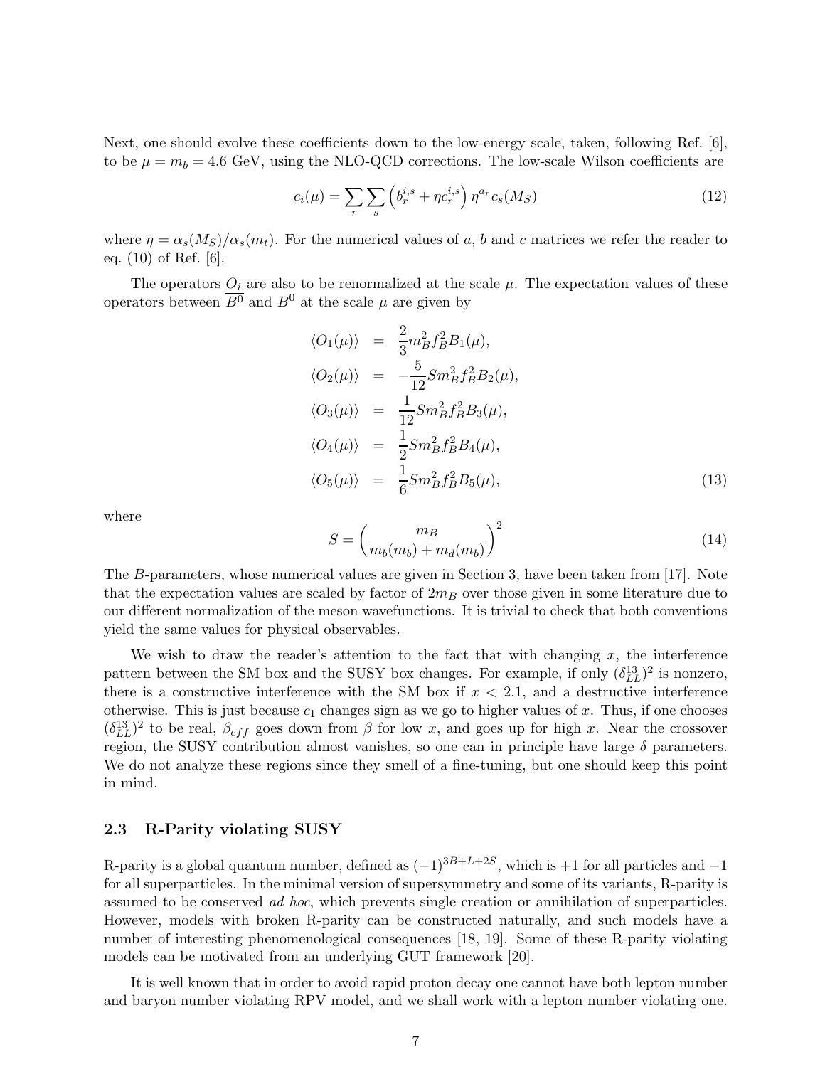Next, one should evolve these coefficients down to the low-energy scale, taken, following Ref. [6], to be $\mu = m_b = 4.6$ GeV, using the NLO-QCD corrections. The low-scale Wilson coefficients are

$$c_i(\mu) = \sum_r \sum_s \left( b_r^{i,s} + \eta c_r^{i,s} \right) \eta^{a_r} c_s(M_S) \tag{12}$$

where $\eta = \alpha_s(M_S)/\alpha_s(m_t)$. For the numerical values of $a$, $b$ and $c$ matrices we refer the reader to eq. (10) of Ref. [6].

The operators $O_i$ are also to be renormalized at the scale $\mu$. The expectation values of these operators between $\overline{B^0}$ and $B^0$ at the scale $\mu$ are given by

$$\begin{aligned}
\langle O_1(\mu) \rangle &= \frac{2}{3} m_B^2 f_B^2 B_1(\mu), \\
\langle O_2(\mu) \rangle &= -\frac{5}{12} S m_B^2 f_B^2 B_2(\mu), \\
\langle O_3(\mu) \rangle &= \frac{1}{12} S m_B^2 f_B^2 B_3(\mu), \\
\langle O_4(\mu) \rangle &= \frac{1}{2} S m_B^2 f_B^2 B_4(\mu), \\
\langle O_5(\mu) \rangle &= \frac{1}{6} S m_B^2 f_B^2 B_5(\mu),
\end{aligned} \tag{13}$$

where

$$S = \left( \frac{m_B}{m_b(m_b) + m_d(m_b)} \right)^2 \tag{14}$$

The $B$-parameters, whose numerical values are given in Section 3, have been taken from [17]. Note that the expectation values are scaled by factor of $2m_B$ over those given in some literature due to our different normalization of the meson wavefunctions. It is trivial to check that both conventions yield the same values for physical observables.

We wish to draw the reader's attention to the fact that with changing $x$, the interference pattern between the SM box and the SUSY box changes. For example, if only $(\delta_{LL}^{13})^2$ is nonzero, there is a constructive interference with the SM box if $x < 2.1$, and a destructive interference otherwise. This is just because $c_1$ changes sign as we go to higher values of $x$. Thus, if one chooses $(\delta_{LL}^{13})^2$ to be real, $\beta_{eff}$ goes down from $\beta$ for low $x$, and goes up for high $x$. Near the crossover region, the SUSY contribution almost vanishes, so one can in principle have large $\delta$ parameters. We do not analyze these regions since they smell of a fine-tuning, but one should keep this point in mind.

### 2.3 R-Parity violating SUSY

R-parity is a global quantum number, defined as $(-1)^{3B+L+2S}$, which is $+1$ for all particles and $-1$ for all superparticles. In the minimal version of supersymmetry and some of its variants, R-parity is assumed to be conserved *ad hoc*, which prevents single creation or annihilation of superparticles. However, models with broken R-parity can be constructed naturally, and such models have a number of interesting phenomenological consequences [18, 19]. Some of these R-parity violating models can be motivated from an underlying GUT framework [20].

It is well known that in order to avoid rapid proton decay one cannot have both lepton number and baryon number violating RPV model, and we shall work with a lepton number violating one.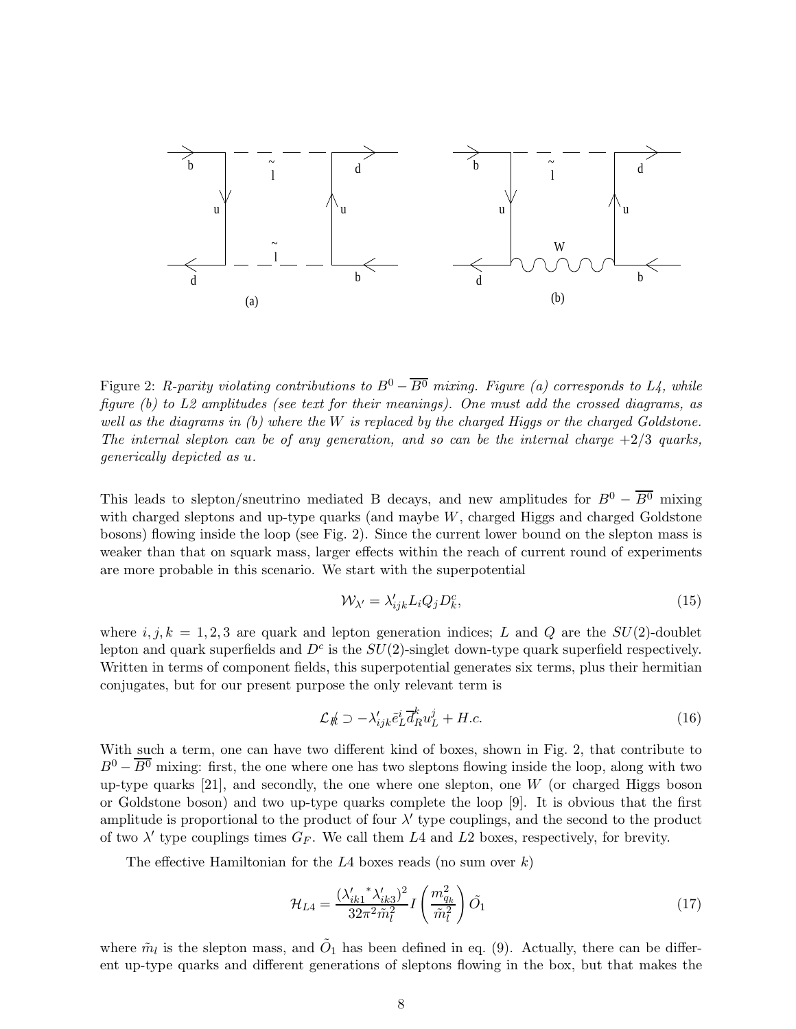Figure 2: *R-parity violating contributions to $B^0 - \overline{B^0}$ mixing. Figure (a) corresponds to L4, while figure (b) to L2 amplitudes (see text for their meanings). One must add the crossed diagrams, as well as the diagrams in (b) where the W is replaced by the charged Higgs or the charged Goldstone. The internal slepton can be of any generation, and so can be the internal charge +2/3 quarks, generically depicted as u.*

This leads to slepton/sneutrino mediated B decays, and new amplitudes for $B^0 - \overline{B^0}$ mixing with charged sleptons and up-type quarks (and maybe $W$, charged Higgs and charged Goldstone bosons) flowing inside the loop (see Fig. 2). Since the current lower bound on the slepton mass is weaker than that on squark mass, larger effects within the reach of current round of experiments are more probable in this scenario. We start with the superpotential

$$\mathcal{W}_{\lambda'} = \lambda'_{ijk} L_i Q_j D^c_k, \tag{15}$$

where $i, j, k = 1, 2, 3$ are quark and lepton generation indices; $L$ and $Q$ are the $SU(2)$-doublet lepton and quark superfields and $D^c$ is the $SU(2)$-singlet down-type quark superfield respectively. Written in terms of component fields, this superpotential generates six terms, plus their hermitian conjugates, but for our present purpose the only relevant term is

$$\mathcal{L}_{\not R} \supset -\lambda'_{ijk} \tilde{e}^i_L \overline{d}^k_R u^j_L + H.c. \tag{16}$$

With such a term, one can have two different kind of boxes, shown in Fig. 2, that contribute to $B^0 - \overline{B^0}$ mixing: first, the one where one has two sleptons flowing inside the loop, along with two up-type quarks [21], and secondly, the one where one slepton, one $W$ (or charged Higgs boson or Goldstone boson) and two up-type quarks complete the loop [9]. It is obvious that the first amplitude is proportional to the product of four $\lambda'$ type couplings, and the second to the product of two $\lambda'$ type couplings times $G_F$. We call them $L4$ and $L2$ boxes, respectively, for brevity.

The effective Hamiltonian for the $L4$ boxes reads (no sum over $k$)

$$\mathcal{H}_{L4} = \frac{({\lambda'_{ik1}}^* \lambda'_{ik3})^2}{32\pi^2 \tilde{m}_l^2} I\left(\frac{m_{q_k}^2}{\tilde{m}_l^2}\right) \tilde{O}_1 \tag{17}$$

where $\tilde{m}_l$ is the slepton mass, and $\tilde{O}_1$ has been defined in eq. (9). Actually, there can be different up-type quarks and different generations of sleptons flowing in the box, but that makes the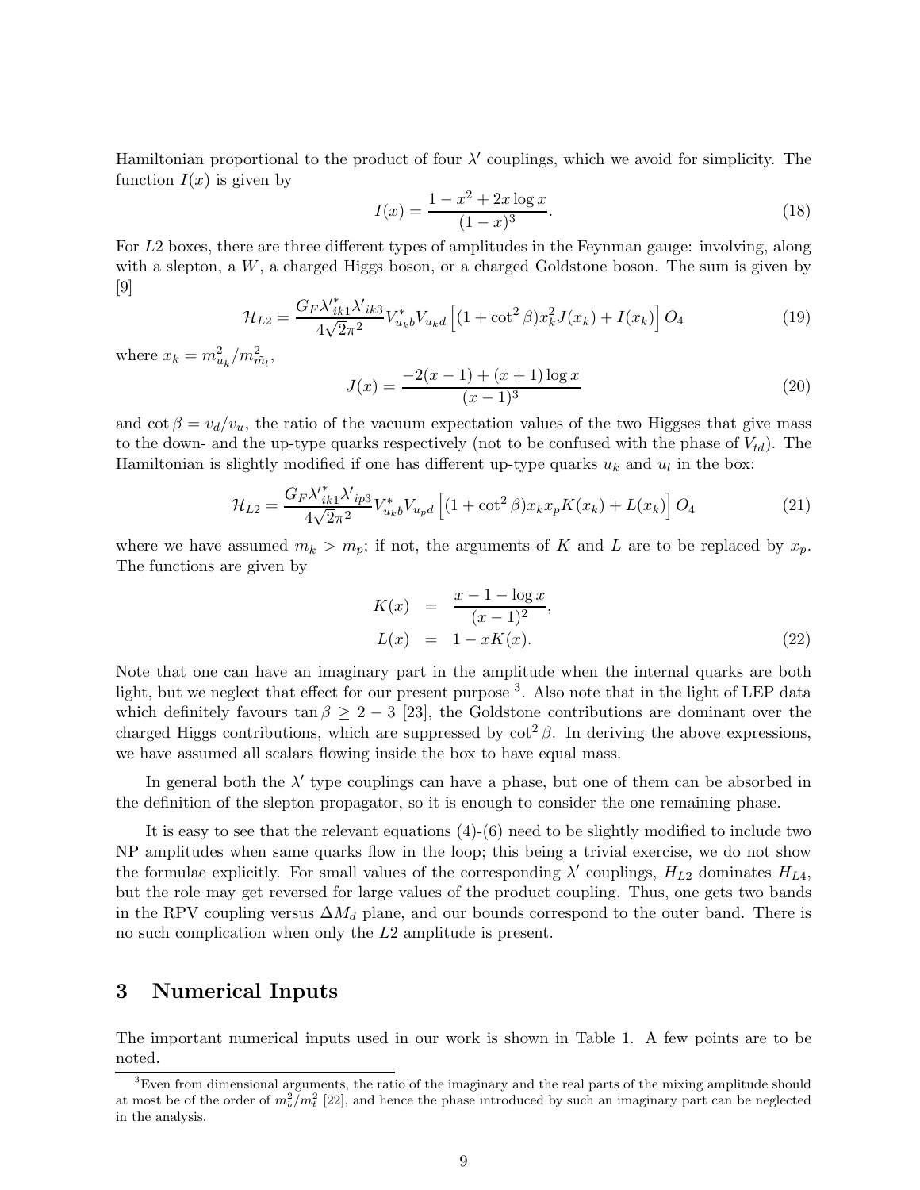Hamiltonian proportional to the product of four $\lambda'$ couplings, which we avoid for simplicity. The function $I(x)$ is given by

$$I(x) = \frac{1 - x^2 + 2x \log x}{(1-x)^3}. \tag{18}$$

For $L2$ boxes, there are three different types of amplitudes in the Feynman gauge: involving, along with a slepton, a $W$, a charged Higgs boson, or a charged Goldstone boson. The sum is given by [9]

$$\mathcal{H}_{L2} = \frac{G_F \lambda'^*_{ik1} \lambda'_{ik3}}{4\sqrt{2}\pi^2} V^*_{u_k b} V_{u_k d} \left[ (1 + \cot^2\beta) x_k^2 J(x_k) + I(x_k) \right] O_4 \tag{19}$$

where $x_k = m^2_{u_k}/m^2_{\tilde{m}_l}$,

$$J(x) = \frac{-2(x-1) + (x+1)\log x}{(x-1)^3} \tag{20}$$

and $\cot\beta = v_d/v_u$, the ratio of the vacuum expectation values of the two Higgses that give mass to the down- and the up-type quarks respectively (not to be confused with the phase of $V_{td}$). The Hamiltonian is slightly modified if one has different up-type quarks $u_k$ and $u_l$ in the box:

$$\mathcal{H}_{L2} = \frac{G_F \lambda'^*_{ik1} \lambda'_{ip3}}{4\sqrt{2}\pi^2} V^*_{u_k b} V_{u_p d} \left[ (1 + \cot^2\beta) x_k x_p K(x_k) + L(x_k) \right] O_4 \tag{21}$$

where we have assumed $m_k > m_p$; if not, the arguments of $K$ and $L$ are to be replaced by $x_p$. The functions are given by

$$\begin{aligned} K(x) &= \frac{x - 1 - \log x}{(x-1)^2}, \\ L(x) &= 1 - xK(x). \end{aligned} \tag{22}$$

Note that one can have an imaginary part in the amplitude when the internal quarks are both light, but we neglect that effect for our present purpose [3]. Also note that in the light of LEP data which definitely favours $\tan\beta \geq 2-3$ [23], the Goldstone contributions are dominant over the charged Higgs contributions, which are suppressed by $\cot^2\beta$. In deriving the above expressions, we have assumed all scalars flowing inside the box to have equal mass.

In general both the $\lambda'$ type couplings can have a phase, but one of them can be absorbed in the definition of the slepton propagator, so it is enough to consider the one remaining phase.

It is easy to see that the relevant equations (4)-(6) need to be slightly modified to include two NP amplitudes when same quarks flow in the loop; this being a trivial exercise, we do not show the formulae explicitly. For small values of the corresponding $\lambda'$ couplings, $H_{L2}$ dominates $H_{L4}$, but the role may get reversed for large values of the product coupling. Thus, one gets two bands in the RPV coupling versus $\Delta M_d$ plane, and our bounds correspond to the outer band. There is no such complication when only the $L2$ amplitude is present.

## 3 Numerical Inputs

The important numerical inputs used in our work is shown in Table 1. A few points are to be noted.

[3] Even from dimensional arguments, the ratio of the imaginary and the real parts of the mixing amplitude should at most be of the order of $m_b^2/m_t^2$ [22], and hence the phase introduced by such an imaginary part can be neglected in the analysis.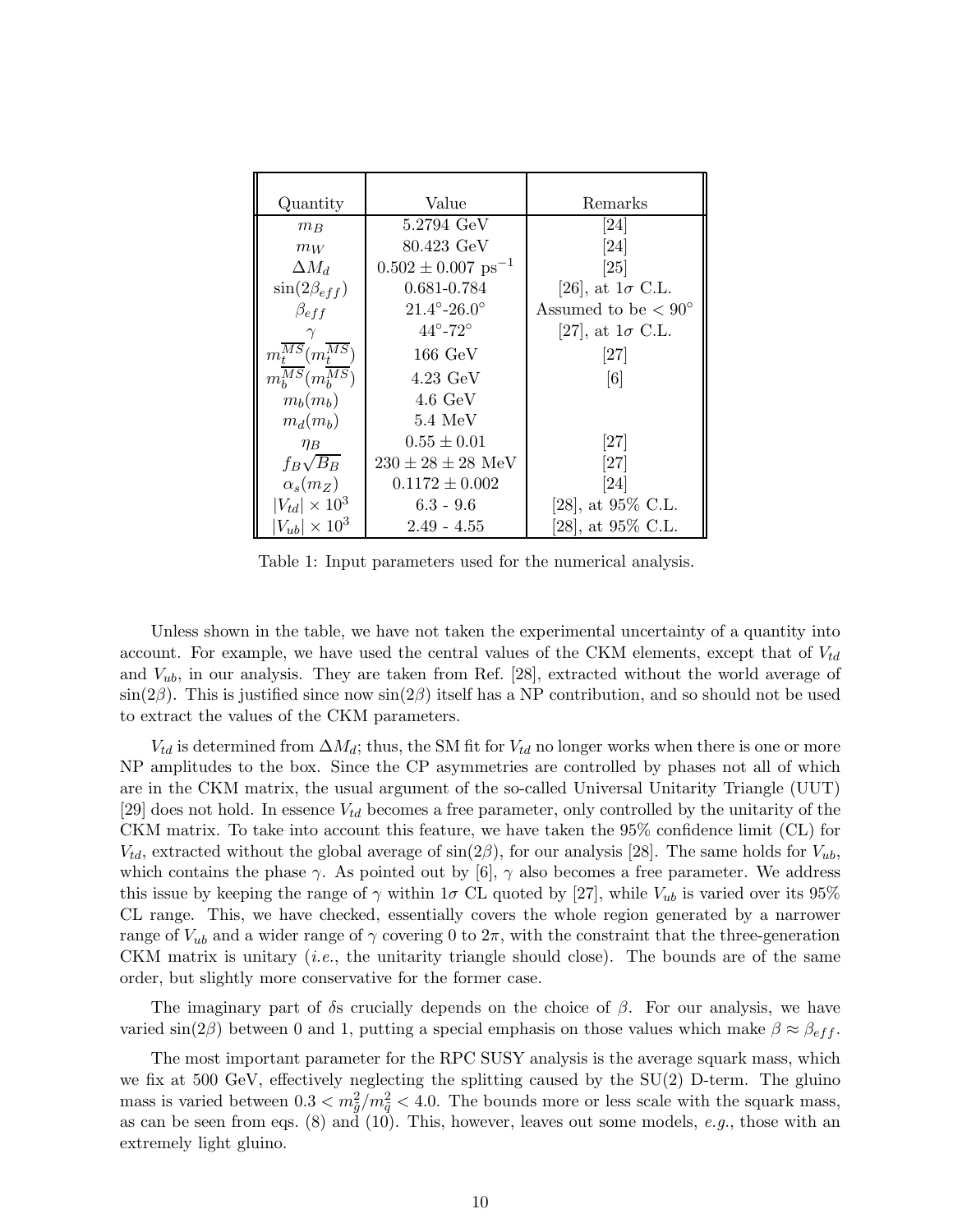| Quantity | Value | Remarks |
| --- | --- | --- |
| $m_B$ | 5.2794 GeV | [24] |
| $m_W$ | 80.423 GeV | [24] |
| $\Delta M_d$ | $0.502 \pm 0.007$ ps$^{-1}$ | [25] |
| $\sin(2\beta_{eff})$ | 0.681-0.784 | [26], at $1\sigma$ C.L. |
| $\beta_{eff}$ | $21.4^\circ$-$26.0^\circ$ | Assumed to be $< 90^\circ$ |
| $\gamma$ | $44^\circ$-$72^\circ$ | [27], at $1\sigma$ C.L. |
| $m_t^{\overline{MS}}(m_t^{\overline{MS}})$ | 166 GeV | [27] |
| $m_b^{\overline{MS}}(m_b^{\overline{MS}})$ | 4.23 GeV | [6] |
| $m_b(m_b)$ | 4.6 GeV | |
| $m_d(m_b)$ | 5.4 MeV | |
| $\eta_B$ | $0.55 \pm 0.01$ | [27] |
| $f_B\sqrt{B_B}$ | $230 \pm 28 \pm 28$ MeV | [27] |
| $\alpha_s(m_Z)$ | $0.1172 \pm 0.002$ | [24] |
| $\lvert V_{td}\rvert \times 10^3$ | 6.3 - 9.6 | [28], at 95% C.L. |
| $\lvert V_{ub}\rvert \times 10^3$ | 2.49 - 4.55 | [28], at 95% C.L. |

Table 1: Input parameters used for the numerical analysis.

Unless shown in the table, we have not taken the experimental uncertainty of a quantity into account. For example, we have used the central values of the CKM elements, except that of $V_{td}$ and $V_{ub}$, in our analysis. They are taken from Ref. [28], extracted without the world average of $\sin(2\beta)$. This is justified since now $\sin(2\beta)$ itself has a NP contribution, and so should not be used to extract the values of the CKM parameters.

$V_{td}$ is determined from $\Delta M_d$; thus, the SM fit for $V_{td}$ no longer works when there is one or more NP amplitudes to the box. Since the CP asymmetries are controlled by phases not all of which are in the CKM matrix, the usual argument of the so-called Universal Unitarity Triangle (UUT) [29] does not hold. In essence $V_{td}$ becomes a free parameter, only controlled by the unitarity of the CKM matrix. To take into account this feature, we have taken the 95% confidence limit (CL) for $V_{td}$, extracted without the global average of $\sin(2\beta)$, for our analysis [28]. The same holds for $V_{ub}$, which contains the phase $\gamma$. As pointed out by [6], $\gamma$ also becomes a free parameter. We address this issue by keeping the range of $\gamma$ within $1\sigma$ CL quoted by [27], while $V_{ub}$ is varied over its 95% CL range. This, we have checked, essentially covers the whole region generated by a narrower range of $V_{ub}$ and a wider range of $\gamma$ covering 0 to $2\pi$, with the constraint that the three-generation CKM matrix is unitary (*i.e.*, the unitarity triangle should close). The bounds are of the same order, but slightly more conservative for the former case.

The imaginary part of $\delta$s crucially depends on the choice of $\beta$. For our analysis, we have varied $\sin(2\beta)$ between 0 and 1, putting a special emphasis on those values which make $\beta \approx \beta_{eff}$.

The most important parameter for the RPC SUSY analysis is the average squark mass, which we fix at 500 GeV, effectively neglecting the splitting caused by the SU(2) D-term. The gluino mass is varied between $0.3 < m_{\tilde{g}}^2/m_{\tilde{q}}^2 < 4.0$. The bounds more or less scale with the squark mass, as can be seen from eqs. (8) and (10). This, however, leaves out some models, *e.g.*, those with an extremely light gluino.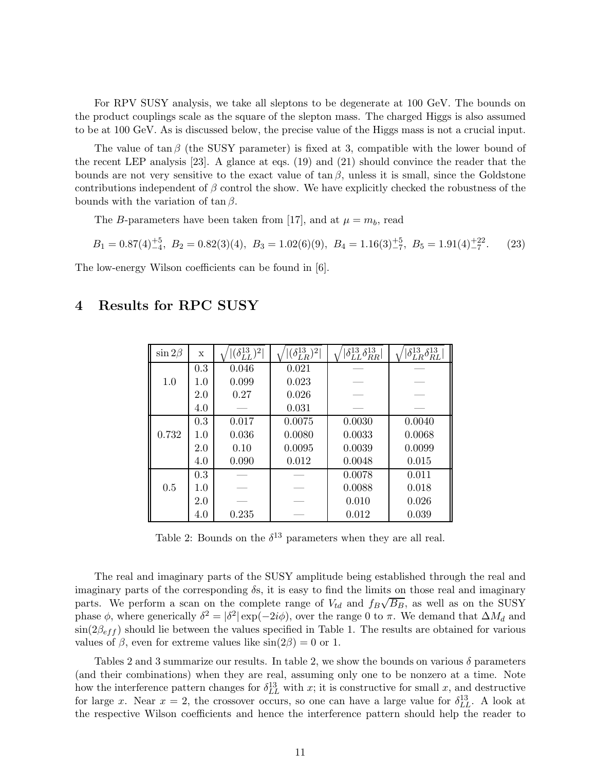For RPV SUSY analysis, we take all sleptons to be degenerate at 100 GeV. The bounds on the product couplings scale as the square of the slepton mass. The charged Higgs is also assumed to be at 100 GeV. As is discussed below, the precise value of the Higgs mass is not a crucial input.

The value of $\tan\beta$ (the SUSY parameter) is fixed at 3, compatible with the lower bound of the recent LEP analysis [23]. A glance at eqs. (19) and (21) should convince the reader that the bounds are not very sensitive to the exact value of $\tan\beta$, unless it is small, since the Goldstone contributions independent of $\beta$ control the show. We have explicitly checked the robustness of the bounds with the variation of $\tan\beta$.

The $B$-parameters have been taken from [17], and at $\mu = m_b$, read

$$B_1 = 0.87(4)^{+5}_{-4},\ B_2 = 0.82(3)(4),\ B_3 = 1.02(6)(9),\ B_4 = 1.16(3)^{+5}_{-7},\ B_5 = 1.91(4)^{+22}_{-7}. \quad (23)$$

The low-energy Wilson coefficients can be found in [6].

# 4 Results for RPC SUSY

| $\sin 2\beta$ | x | $\sqrt{\lvert(\delta^{13}_{LL})^2\rvert}$ | $\sqrt{\lvert(\delta^{13}_{LR})^2\rvert}$ | $\sqrt{\lvert\delta^{13}_{LL}\delta^{13}_{RR}\rvert}$ | $\sqrt{\lvert\delta^{13}_{LR}\delta^{13}_{RL}\rvert}$ |
|---|---|---|---|---|---|
| 1.0 | 0.3 | 0.046 | 0.021 | — | — |
| | 1.0 | 0.099 | 0.023 | — | — |
| | 2.0 | 0.27 | 0.026 | — | — |
| | 4.0 | — | 0.031 | — | — |
| 0.732 | 0.3 | 0.017 | 0.0075 | 0.0030 | 0.0040 |
| | 1.0 | 0.036 | 0.0080 | 0.0033 | 0.0068 |
| | 2.0 | 0.10 | 0.0095 | 0.0039 | 0.0099 |
| | 4.0 | 0.090 | 0.012 | 0.0048 | 0.015 |
| 0.5 | 0.3 | — | — | 0.0078 | 0.011 |
| | 1.0 | — | — | 0.0088 | 0.018 |
| | 2.0 | — | — | 0.010 | 0.026 |
| | 4.0 | 0.235 | — | 0.012 | 0.039 |

Table 2: Bounds on the $\delta^{13}$ parameters when they are all real.

The real and imaginary parts of the SUSY amplitude being established through the real and imaginary parts of the corresponding $\delta$s, it is easy to find the limits on those real and imaginary parts. We perform a scan on the complete range of $V_{td}$ and $f_B\sqrt{B_B}$, as well as on the SUSY phase $\phi$, where generically $\delta^2 = |\delta^2|\exp(-2i\phi)$, over the range 0 to $\pi$. We demand that $\Delta M_d$ and $\sin(2\beta_{eff})$ should lie between the values specified in Table 1. The results are obtained for various values of $\beta$, even for extreme values like $\sin(2\beta) = 0$ or 1.

Tables 2 and 3 summarize our results. In table 2, we show the bounds on various $\delta$ parameters (and their combinations) when they are real, assuming only one to be nonzero at a time. Note how the interference pattern changes for $\delta^{13}_{LL}$ with $x$; it is constructive for small $x$, and destructive for large $x$. Near $x = 2$, the crossover occurs, so one can have a large value for $\delta^{13}_{LL}$. A look at the respective Wilson coefficients and hence the interference pattern should help the reader to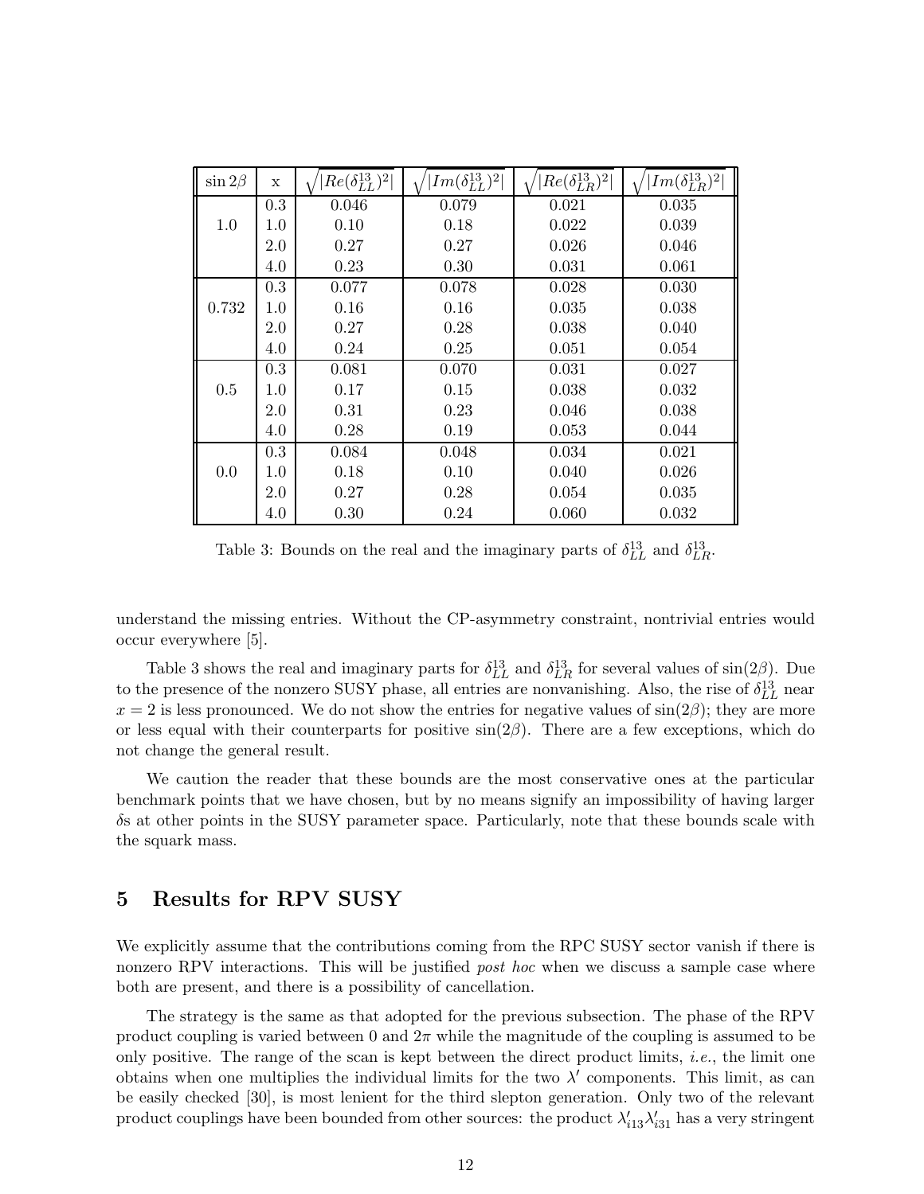| $\sin 2\beta$ | x | $\sqrt{\lvert Re(\delta^{13}_{LL})^2\rvert}$ | $\sqrt{\lvert Im(\delta^{13}_{LL})^2\rvert}$ | $\sqrt{\lvert Re(\delta^{13}_{LR})^2\rvert}$ | $\sqrt{\lvert Im(\delta^{13}_{LR})^2\rvert}$ |
|---|---|---|---|---|---|
| 1.0 | 0.3 | 0.046 | 0.079 | 0.021 | 0.035 |
| | 1.0 | 0.10 | 0.18 | 0.022 | 0.039 |
| | 2.0 | 0.27 | 0.27 | 0.026 | 0.046 |
| | 4.0 | 0.23 | 0.30 | 0.031 | 0.061 |
| 0.732 | 0.3 | 0.077 | 0.078 | 0.028 | 0.030 |
| | 1.0 | 0.16 | 0.16 | 0.035 | 0.038 |
| | 2.0 | 0.27 | 0.28 | 0.038 | 0.040 |
| | 4.0 | 0.24 | 0.25 | 0.051 | 0.054 |
| 0.5 | 0.3 | 0.081 | 0.070 | 0.031 | 0.027 |
| | 1.0 | 0.17 | 0.15 | 0.038 | 0.032 |
| | 2.0 | 0.31 | 0.23 | 0.046 | 0.038 |
| | 4.0 | 0.28 | 0.19 | 0.053 | 0.044 |
| 0.0 | 0.3 | 0.084 | 0.048 | 0.034 | 0.021 |
| | 1.0 | 0.18 | 0.10 | 0.040 | 0.026 |
| | 2.0 | 0.27 | 0.28 | 0.054 | 0.035 |
| | 4.0 | 0.30 | 0.24 | 0.060 | 0.032 |

Table 3: Bounds on the real and the imaginary parts of $\delta^{13}_{LL}$ and $\delta^{13}_{LR}$.

understand the missing entries. Without the CP-asymmetry constraint, nontrivial entries would occur everywhere [5].

Table 3 shows the real and imaginary parts for $\delta^{13}_{LL}$ and $\delta^{13}_{LR}$ for several values of $\sin(2\beta)$. Due to the presence of the nonzero SUSY phase, all entries are nonvanishing. Also, the rise of $\delta^{13}_{LL}$ near $x = 2$ is less pronounced. We do not show the entries for negative values of $\sin(2\beta)$; they are more or less equal with their counterparts for positive $\sin(2\beta)$. There are a few exceptions, which do not change the general result.

We caution the reader that these bounds are the most conservative ones at the particular benchmark points that we have chosen, but by no means signify an impossibility of having larger $\delta$s at other points in the SUSY parameter space. Particularly, note that these bounds scale with the squark mass.

## 5 Results for RPV SUSY

We explicitly assume that the contributions coming from the RPC SUSY sector vanish if there is nonzero RPV interactions. This will be justified *post hoc* when we discuss a sample case where both are present, and there is a possibility of cancellation.

The strategy is the same as that adopted for the previous subsection. The phase of the RPV product coupling is varied between 0 and $2\pi$ while the magnitude of the coupling is assumed to be only positive. The range of the scan is kept between the direct product limits, *i.e.*, the limit one obtains when one multiplies the individual limits for the two $\lambda'$ components. This limit, as can be easily checked [30], is most lenient for the third slepton generation. Only two of the relevant product couplings have been bounded from other sources: the product $\lambda'_{i13}\lambda'_{i31}$ has a very stringent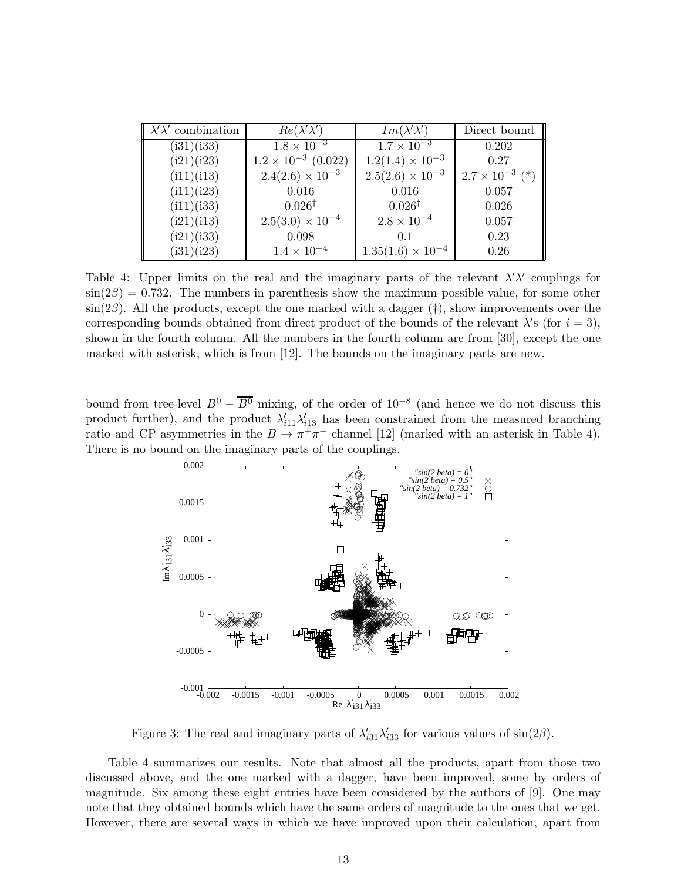| $\lambda'\lambda'$ combination | $Re(\lambda'\lambda')$ | $Im(\lambda'\lambda')$ | Direct bound |
|---|---|---|---|
| (i31)(i33) | $1.8 \times 10^{-3}$ | $1.7 \times 10^{-3}$ | 0.202 |
| (i21)(i23) | $1.2 \times 10^{-3}$ (0.022) | $1.2(1.4) \times 10^{-3}$ | 0.27 |
| (i11)(i13) | $2.4(2.6) \times 10^{-3}$ | $2.5(2.6) \times 10^{-3}$ | $2.7 \times 10^{-3}$ (*) |
| (i11)(i23) | 0.016 | 0.016 | 0.057 |
| (i11)(i33) | $0.026^{\dagger}$ | $0.026^{\dagger}$ | 0.026 |
| (i21)(i13) | $2.5(3.0) \times 10^{-4}$ | $2.8 \times 10^{-4}$ | 0.057 |
| (i21)(i33) | 0.098 | 0.1 | 0.23 |
| (i31)(i23) | $1.4 \times 10^{-4}$ | $1.35(1.6) \times 10^{-4}$ | 0.26 |

Table 4: Upper limits on the real and the imaginary parts of the relevant $\lambda'\lambda'$ couplings for $\sin(2\beta) = 0.732$. The numbers in parenthesis show the maximum possible value, for some other $\sin(2\beta)$. All the products, except the one marked with a dagger (†), show improvements over the corresponding bounds obtained from direct product of the bounds of the relevant $\lambda$'s (for $i = 3$), shown in the fourth column. All the numbers in the fourth column are from [30], except the one marked with asterisk, which is from [12]. The bounds on the imaginary parts are new.

bound from tree-level $B^0 - \overline{B^0}$ mixing, of the order of $10^{-8}$ (and hence we do not discuss this product further), and the product $\lambda'_{i11}\lambda'_{i13}$ has been constrained from the measured branching ratio and CP asymmetries in the $B \to \pi^+\pi^-$ channel [12] (marked with an asterisk in Table 4). There is no bound on the imaginary parts of the couplings.

Figure 3: The real and imaginary parts of $\lambda'_{i31}\lambda'_{i33}$ for various values of $\sin(2\beta)$.

Table 4 summarizes our results. Note that almost all the products, apart from those two discussed above, and the one marked with a dagger, have been improved, some by orders of magnitude. Six among these eight entries have been considered by the authors of [9]. One may note that they obtained bounds which have the same orders of magnitude to the ones that we get. However, there are several ways in which we have improved upon their calculation, apart from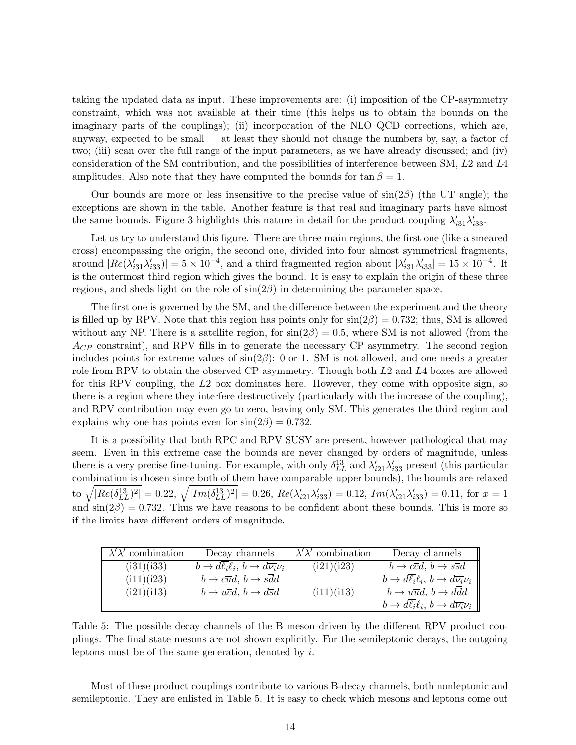taking the updated data as input. These improvements are: (i) imposition of the CP-asymmetry constraint, which was not available at their time (this helps us to obtain the bounds on the imaginary parts of the couplings); (ii) incorporation of the NLO QCD corrections, which are, anyway, expected to be small — at least they should not change the numbers by, say, a factor of two; (iii) scan over the full range of the input parameters, as we have already discussed; and (iv) consideration of the SM contribution, and the possibilities of interference between SM, $L2$ and $L4$ amplitudes. Also note that they have computed the bounds for $\tan\beta = 1$.

Our bounds are more or less insensitive to the precise value of $\sin(2\beta)$ (the UT angle); the exceptions are shown in the table. Another feature is that real and imaginary parts have almost the same bounds. Figure 3 highlights this nature in detail for the product coupling $\lambda'_{i31}\lambda'_{i33}$.

Let us try to understand this figure. There are three main regions, the first one (like a smeared cross) encompassing the origin, the second one, divided into four almost symmetrical fragments, around $|Re(\lambda'_{i31}\lambda'_{i33})| = 5\times10^{-4}$, and a third fragmented region about $|\lambda'_{i31}\lambda'_{i33}| = 15\times10^{-4}$. It is the outermost third region which gives the bound. It is easy to explain the origin of these three regions, and sheds light on the role of $\sin(2\beta)$ in determining the parameter space.

The first one is governed by the SM, and the difference between the experiment and the theory is filled up by RPV. Note that this region has points only for $\sin(2\beta) = 0.732$; thus, SM is allowed without any NP. There is a satellite region, for $\sin(2\beta) = 0.5$, where SM is not allowed (from the $A_{CP}$ constraint), and RPV fills in to generate the necessary CP asymmetry. The second region includes points for extreme values of $\sin(2\beta)$: 0 or 1. SM is not allowed, and one needs a greater role from RPV to obtain the observed CP asymmetry. Though both $L2$ and $L4$ boxes are allowed for this RPV coupling, the $L2$ box dominates here. However, they come with opposite sign, so there is a region where they interfere destructively (particularly with the increase of the coupling), and RPV contribution may even go to zero, leaving only SM. This generates the third region and explains why one has points even for $\sin(2\beta) = 0.732$.

It is a possibility that both RPC and RPV SUSY are present, however pathological that may seem. Even in this extreme case the bounds are never changed by orders of magnitude, unless there is a very precise fine-tuning. For example, with only $\delta^{13}_{LL}$ and $\lambda'_{i21}\lambda'_{i33}$ present (this particular combination is chosen since both of them have comparable upper bounds), the bounds are relaxed to $\sqrt{|Re(\delta^{13}_{LL})^2|} = 0.22$, $\sqrt{|Im(\delta^{13}_{LL})^2|} = 0.26$, $Re(\lambda'_{i21}\lambda'_{i33}) = 0.12$, $Im(\lambda'_{i21}\lambda'_{i33}) = 0.11$, for $x = 1$ and $\sin(2\beta) = 0.732$. Thus we have reasons to be confident about these bounds. This is more so if the limits have different orders of magnitude.

| $\lambda'\lambda'$ combination | Decay channels | $\lambda'\lambda'$ combination | Decay channels |
|---|---|---|---|
| (i31)(i33) | $b\to d\overline{\ell_i}\ell_i$, $b\to d\overline{\nu_i}\nu_i$ | (i21)(i23) | $b\to c\overline{c}d$, $b\to s\overline{s}d$ |
| (i11)(i23) | $b\to c\overline{u}d$, $b\to s\overline{d}d$ | | $b\to d\overline{\ell_i}\ell_i$, $b\to d\overline{\nu_i}\nu_i$ |
| (i21)(i13) | $b\to u\overline{c}d$, $b\to d\overline{s}d$ | (i11)(i13) | $b\to u\overline{u}d$, $b\to d\overline{d}d$ |
| | | | $b\to d\overline{\ell_i}\ell_i$, $b\to d\overline{\nu_i}\nu_i$ |

Table 5: The possible decay channels of the B meson driven by the different RPV product couplings. The final state mesons are not shown explicitly. For the semileptonic decays, the outgoing leptons must be of the same generation, denoted by $i$.

Most of these product couplings contribute to various B-decay channels, both nonleptonic and semileptonic. They are enlisted in Table 5. It is easy to check which mesons and leptons come out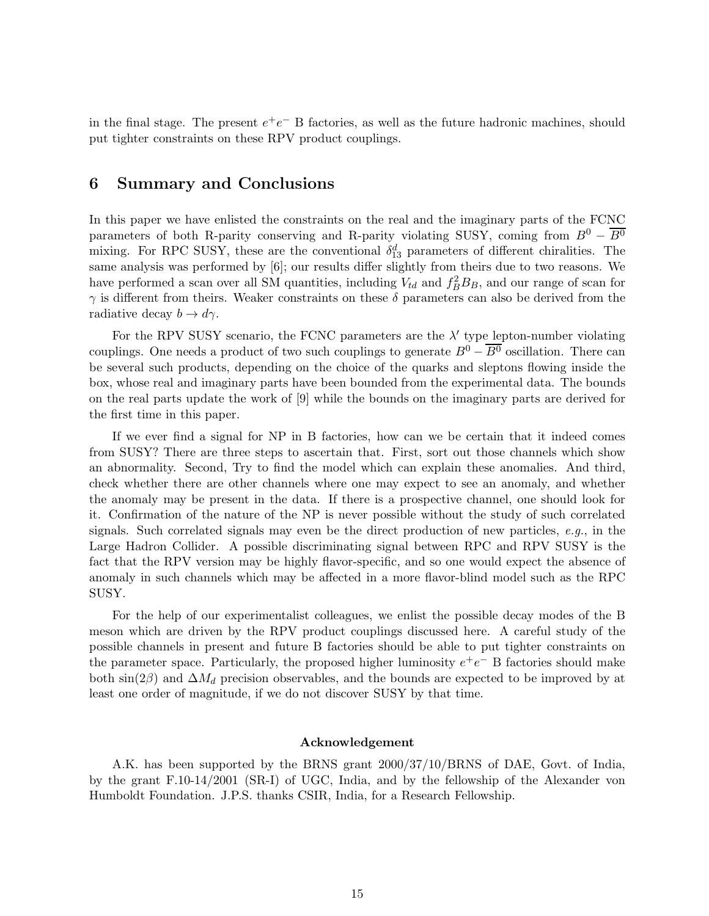in the final stage. The present $e^+e^-$ B factories, as well as the future hadronic machines, should put tighter constraints on these RPV product couplings.

## 6 Summary and Conclusions

In this paper we have enlisted the constraints on the real and the imaginary parts of the FCNC parameters of both R-parity conserving and R-parity violating SUSY, coming from $B^0 - \overline{B^0}$ mixing. For RPC SUSY, these are the conventional $\delta^d_{13}$ parameters of different chiralities. The same analysis was performed by [6]; our results differ slightly from theirs due to two reasons. We have performed a scan over all SM quantities, including $V_{td}$ and $f_B^2 B_B$, and our range of scan for $\gamma$ is different from theirs. Weaker constraints on these $\delta$ parameters can also be derived from the radiative decay $b \to d\gamma$.

For the RPV SUSY scenario, the FCNC parameters are the $\lambda'$ type lepton-number violating couplings. One needs a product of two such couplings to generate $B^0 - \overline{B^0}$ oscillation. There can be several such products, depending on the choice of the quarks and sleptons flowing inside the box, whose real and imaginary parts have been bounded from the experimental data. The bounds on the real parts update the work of [9] while the bounds on the imaginary parts are derived for the first time in this paper.

If we ever find a signal for NP in B factories, how can we be certain that it indeed comes from SUSY? There are three steps to ascertain that. First, sort out those channels which show an abnormality. Second, Try to find the model which can explain these anomalies. And third, check whether there are other channels where one may expect to see an anomaly, and whether the anomaly may be present in the data. If there is a prospective channel, one should look for it. Confirmation of the nature of the NP is never possible without the study of such correlated signals. Such correlated signals may even be the direct production of new particles, *e.g.*, in the Large Hadron Collider. A possible discriminating signal between RPC and RPV SUSY is the fact that the RPV version may be highly flavor-specific, and so one would expect the absence of anomaly in such channels which may be affected in a more flavor-blind model such as the RPC SUSY.

For the help of our experimentalist colleagues, we enlist the possible decay modes of the B meson which are driven by the RPV product couplings discussed here. A careful study of the possible channels in present and future B factories should be able to put tighter constraints on the parameter space. Particularly, the proposed higher luminosity $e^+e^-$ B factories should make both $\sin(2\beta)$ and $\Delta M_d$ precision observables, and the bounds are expected to be improved by at least one order of magnitude, if we do not discover SUSY by that time.

**Acknowledgement**

A.K. has been supported by the BRNS grant 2000/37/10/BRNS of DAE, Govt. of India, by the grant F.10-14/2001 (SR-I) of UGC, India, and by the fellowship of the Alexander von Humboldt Foundation. J.P.S. thanks CSIR, India, for a Research Fellowship.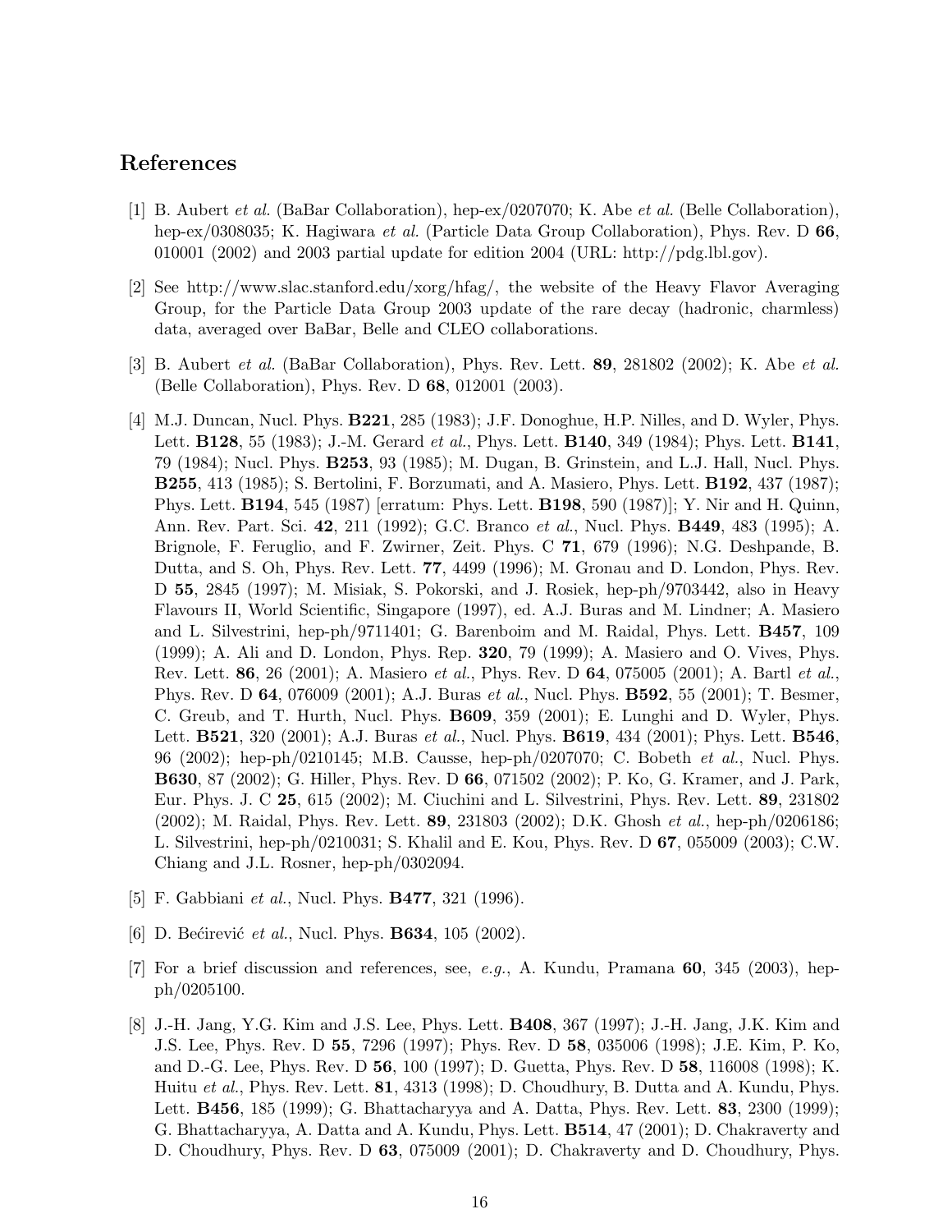## References

[1] B. Aubert *et al.* (BaBar Collaboration), hep-ex/0207070; K. Abe *et al.* (Belle Collaboration), hep-ex/0308035; K. Hagiwara *et al.* (Particle Data Group Collaboration), Phys. Rev. D **66**, 010001 (2002) and 2003 partial update for edition 2004 (URL: http://pdg.lbl.gov).

[2] See http://www.slac.stanford.edu/xorg/hfag/, the website of the Heavy Flavor Averaging Group, for the Particle Data Group 2003 update of the rare decay (hadronic, charmless) data, averaged over BaBar, Belle and CLEO collaborations.

[3] B. Aubert *et al.* (BaBar Collaboration), Phys. Rev. Lett. **89**, 281802 (2002); K. Abe *et al.* (Belle Collaboration), Phys. Rev. D **68**, 012001 (2003).

[4] M.J. Duncan, Nucl. Phys. **B221**, 285 (1983); J.F. Donoghue, H.P. Nilles, and D. Wyler, Phys. Lett. **B128**, 55 (1983); J.-M. Gerard *et al.*, Phys. Lett. **B140**, 349 (1984); Phys. Lett. **B141**, 79 (1984); Nucl. Phys. **B253**, 93 (1985); M. Dugan, B. Grinstein, and L.J. Hall, Nucl. Phys. **B255**, 413 (1985); S. Bertolini, F. Borzumati, and A. Masiero, Phys. Lett. **B192**, 437 (1987); Phys. Lett. **B194**, 545 (1987) [erratum: Phys. Lett. **B198**, 590 (1987)]; Y. Nir and H. Quinn, Ann. Rev. Part. Sci. **42**, 211 (1992); G.C. Branco *et al.*, Nucl. Phys. **B449**, 483 (1995); A. Brignole, F. Feruglio, and F. Zwirner, Zeit. Phys. C **71**, 679 (1996); N.G. Deshpande, B. Dutta, and S. Oh, Phys. Rev. Lett. **77**, 4499 (1996); M. Gronau and D. London, Phys. Rev. D **55**, 2845 (1997); M. Misiak, S. Pokorski, and J. Rosiek, hep-ph/9703442, also in Heavy Flavours II, World Scientific, Singapore (1997), ed. A.J. Buras and M. Lindner; A. Masiero and L. Silvestrini, hep-ph/9711401; G. Barenboim and M. Raidal, Phys. Lett. **B457**, 109 (1999); A. Ali and D. London, Phys. Rep. **320**, 79 (1999); A. Masiero and O. Vives, Phys. Rev. Lett. **86**, 26 (2001); A. Masiero *et al.*, Phys. Rev. D **64**, 075005 (2001); A. Bartl *et al.*, Phys. Rev. D **64**, 076009 (2001); A.J. Buras *et al.*, Nucl. Phys. **B592**, 55 (2001); T. Besmer, C. Greub, and T. Hurth, Nucl. Phys. **B609**, 359 (2001); E. Lunghi and D. Wyler, Phys. Lett. **B521**, 320 (2001); A.J. Buras *et al.*, Nucl. Phys. **B619**, 434 (2001); Phys. Lett. **B546**, 96 (2002); hep-ph/0210145; M.B. Causse, hep-ph/0207070; C. Bobeth *et al.*, Nucl. Phys. **B630**, 87 (2002); G. Hiller, Phys. Rev. D **66**, 071502 (2002); P. Ko, G. Kramer, and J. Park, Eur. Phys. J. C **25**, 615 (2002); M. Ciuchini and L. Silvestrini, Phys. Rev. Lett. **89**, 231802 (2002); M. Raidal, Phys. Rev. Lett. **89**, 231803 (2002); D.K. Ghosh *et al.*, hep-ph/0206186; L. Silvestrini, hep-ph/0210031; S. Khalil and E. Kou, Phys. Rev. D **67**, 055009 (2003); C.W. Chiang and J.L. Rosner, hep-ph/0302094.

[5] F. Gabbiani *et al.*, Nucl. Phys. **B477**, 321 (1996).

[6] D. Bećirević *et al.*, Nucl. Phys. **B634**, 105 (2002).

[7] For a brief discussion and references, see, *e.g.*, A. Kundu, Pramana **60**, 345 (2003), hep-ph/0205100.

[8] J.-H. Jang, Y.G. Kim and J.S. Lee, Phys. Lett. **B408**, 367 (1997); J.-H. Jang, J.K. Kim and J.S. Lee, Phys. Rev. D **55**, 7296 (1997); Phys. Rev. D **58**, 035006 (1998); J.E. Kim, P. Ko, and D.-G. Lee, Phys. Rev. D **56**, 100 (1997); D. Guetta, Phys. Rev. D **58**, 116008 (1998); K. Huitu *et al.*, Phys. Rev. Lett. **81**, 4313 (1998); D. Choudhury, B. Dutta and A. Kundu, Phys. Lett. **B456**, 185 (1999); G. Bhattacharyya and A. Datta, Phys. Rev. Lett. **83**, 2300 (1999); G. Bhattacharyya, A. Datta and A. Kundu, Phys. Lett. **B514**, 47 (2001); D. Chakraverty and D. Choudhury, Phys. Rev. D **63**, 075009 (2001); D. Chakraverty and D. Choudhury, Phys.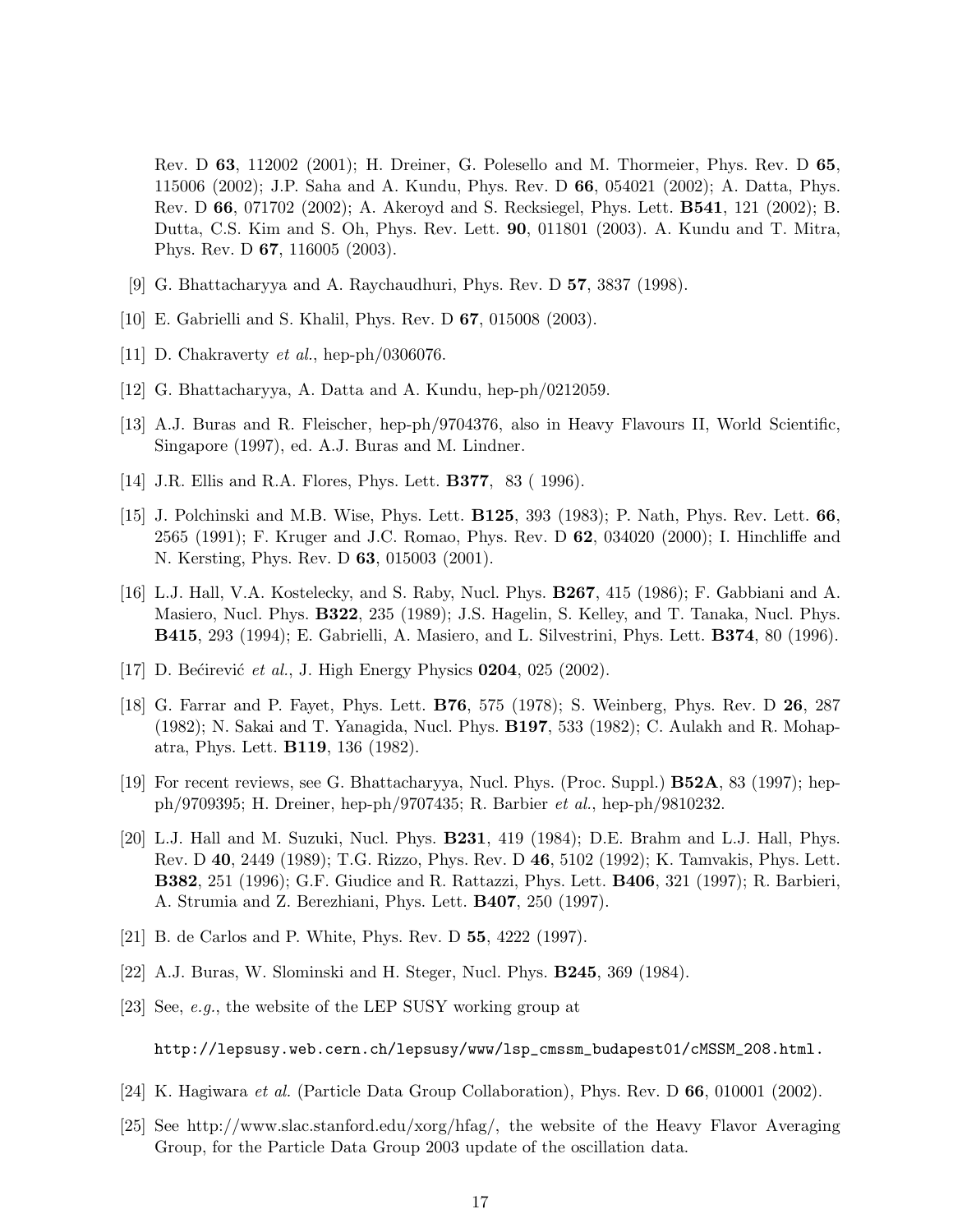Rev. D **63**, 112002 (2001); H. Dreiner, G. Polesello and M. Thormeier, Phys. Rev. D **65**, 115006 (2002); J.P. Saha and A. Kundu, Phys. Rev. D **66**, 054021 (2002); A. Datta, Phys. Rev. D **66**, 071702 (2002); A. Akeroyd and S. Recksiegel, Phys. Lett. **B541**, 121 (2002); B. Dutta, C.S. Kim and S. Oh, Phys. Rev. Lett. **90**, 011801 (2003). A. Kundu and T. Mitra, Phys. Rev. D **67**, 116005 (2003).

[9] G. Bhattacharyya and A. Raychaudhuri, Phys. Rev. D **57**, 3837 (1998).

[10] E. Gabrielli and S. Khalil, Phys. Rev. D **67**, 015008 (2003).

[11] D. Chakraverty *et al.*, hep-ph/0306076.

[12] G. Bhattacharyya, A. Datta and A. Kundu, hep-ph/0212059.

[13] A.J. Buras and R. Fleischer, hep-ph/9704376, also in Heavy Flavours II, World Scientific, Singapore (1997), ed. A.J. Buras and M. Lindner.

[14] J.R. Ellis and R.A. Flores, Phys. Lett. **B377**, 83 ( 1996).

[15] J. Polchinski and M.B. Wise, Phys. Lett. **B125**, 393 (1983); P. Nath, Phys. Rev. Lett. **66**, 2565 (1991); F. Kruger and J.C. Romao, Phys. Rev. D **62**, 034020 (2000); I. Hinchliffe and N. Kersting, Phys. Rev. D **63**, 015003 (2001).

[16] L.J. Hall, V.A. Kostelecky, and S. Raby, Nucl. Phys. **B267**, 415 (1986); F. Gabbiani and A. Masiero, Nucl. Phys. **B322**, 235 (1989); J.S. Hagelin, S. Kelley, and T. Tanaka, Nucl. Phys. **B415**, 293 (1994); E. Gabrielli, A. Masiero, and L. Silvestrini, Phys. Lett. **B374**, 80 (1996).

[17] D. Bećirević *et al.*, J. High Energy Physics **0204**, 025 (2002).

[18] G. Farrar and P. Fayet, Phys. Lett. **B76**, 575 (1978); S. Weinberg, Phys. Rev. D **26**, 287 (1982); N. Sakai and T. Yanagida, Nucl. Phys. **B197**, 533 (1982); C. Aulakh and R. Mohapatra, Phys. Lett. **B119**, 136 (1982).

[19] For recent reviews, see G. Bhattacharyya, Nucl. Phys. (Proc. Suppl.) **B52A**, 83 (1997); hep-ph/9709395; H. Dreiner, hep-ph/9707435; R. Barbier *et al.*, hep-ph/9810232.

[20] L.J. Hall and M. Suzuki, Nucl. Phys. **B231**, 419 (1984); D.E. Brahm and L.J. Hall, Phys. Rev. D **40**, 2449 (1989); T.G. Rizzo, Phys. Rev. D **46**, 5102 (1992); K. Tamvakis, Phys. Lett. **B382**, 251 (1996); G.F. Giudice and R. Rattazzi, Phys. Lett. **B406**, 321 (1997); R. Barbieri, A. Strumia and Z. Berezhiani, Phys. Lett. **B407**, 250 (1997).

[21] B. de Carlos and P. White, Phys. Rev. D **55**, 4222 (1997).

[22] A.J. Buras, W. Slominski and H. Steger, Nucl. Phys. **B245**, 369 (1984).

[23] See, *e.g.*, the website of the LEP SUSY working group at

`http://lepsusy.web.cern.ch/lepsusy/www/lsp_cmssm_budapest01/cMSSM_208.html.`

[24] K. Hagiwara *et al.* (Particle Data Group Collaboration), Phys. Rev. D **66**, 010001 (2002).

[25] See http://www.slac.stanford.edu/xorg/hfag/, the website of the Heavy Flavor Averaging Group, for the Particle Data Group 2003 update of the oscillation data.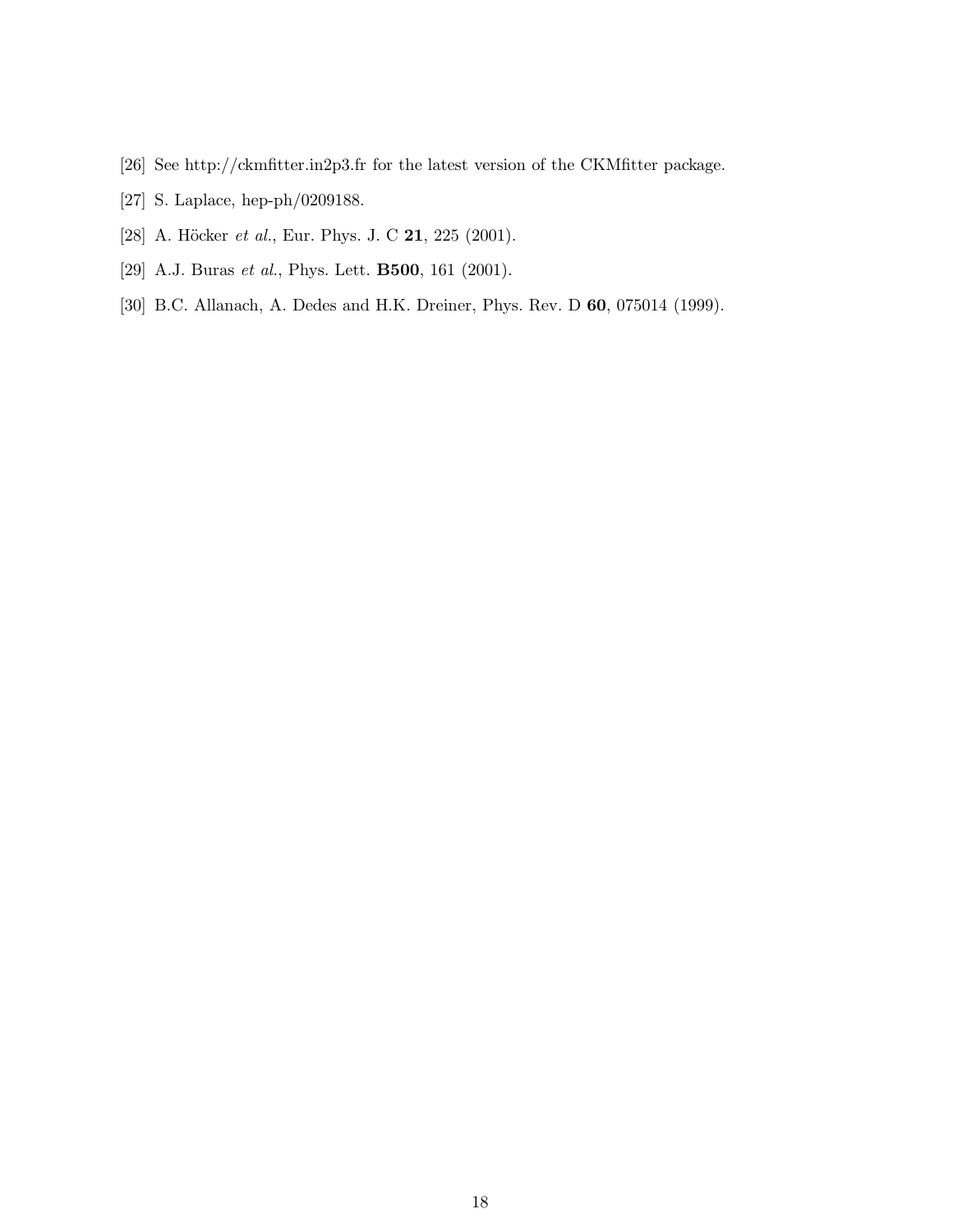[26] See http://ckmfitter.in2p3.fr for the latest version of the CKMfitter package.

[27] S. Laplace, hep-ph/0209188.

[28] A. Höcker *et al.*, Eur. Phys. J. C **21**, 225 (2001).

[29] A.J. Buras *et al.*, Phys. Lett. **B500**, 161 (2001).

[30] B.C. Allanach, A. Dedes and H.K. Dreiner, Phys. Rev. D **60**, 075014 (1999).